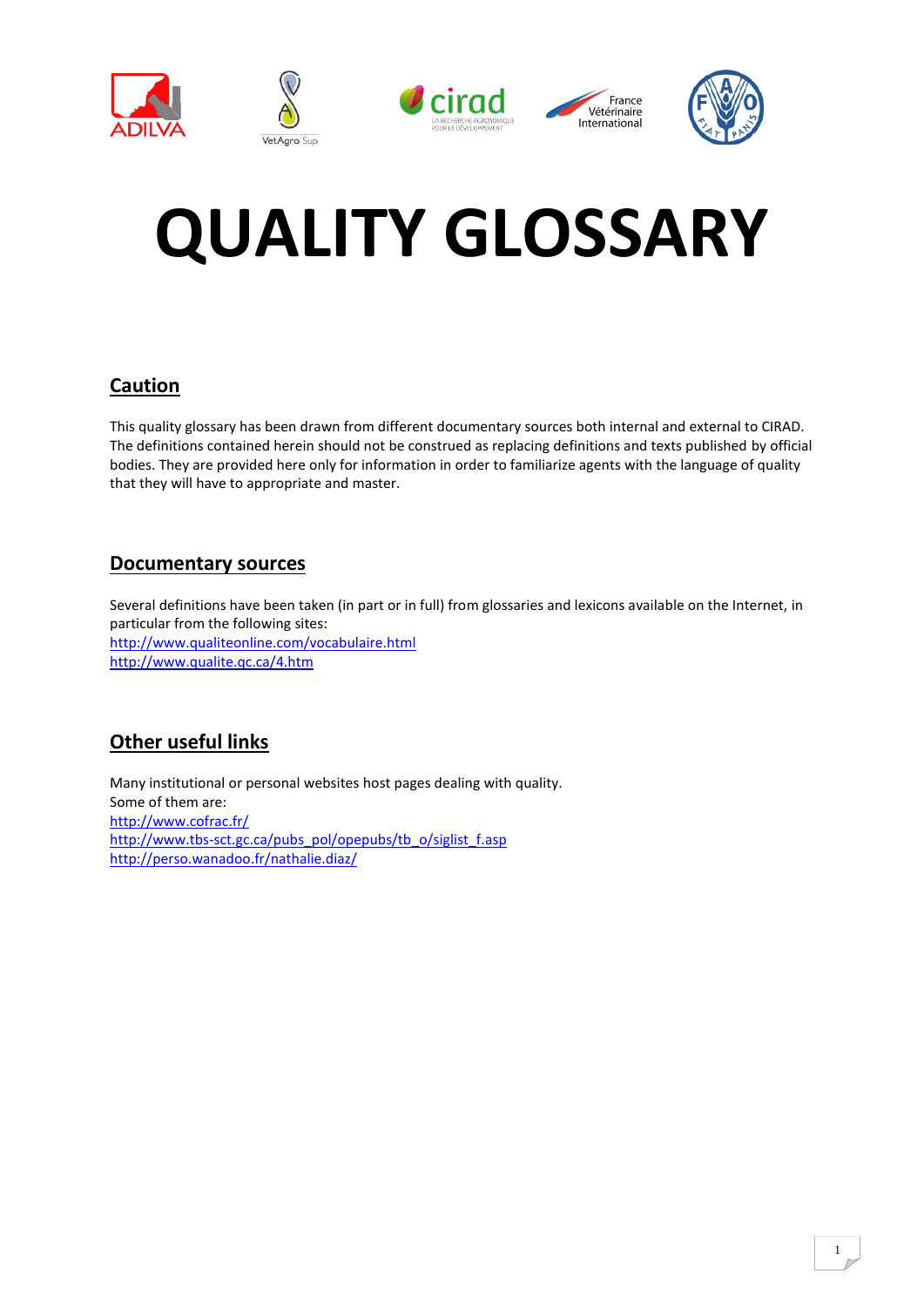# QUALITY GLOSSARY

## Caution

This quality glossary has been drawn from different documentary sources both internal and external to CIRAD. The definitions contained herein should not be construed as replacing definitions and texts published by official bodies. They are provided here only for information in order to familiarize agents with the language of quality that they will have to appropriate and master.

## Documentary sources

Several definitions have been taken (in part or in full) from glossaries and lexicons available on the Internet, in particular from the following sites:
http://www.qualiteonline.com/vocabulaire.html
http://www.qualite.qc.ca/4.htm

## Other useful links

Many institutional or personal websites host pages dealing with quality.
Some of them are:
http://www.cofrac.fr/
http://www.tbs-sct.gc.ca/pubs_pol/opepubs/tb_o/siglist_f.asp
http://perso.wanadoo.fr/nathalie.diaz/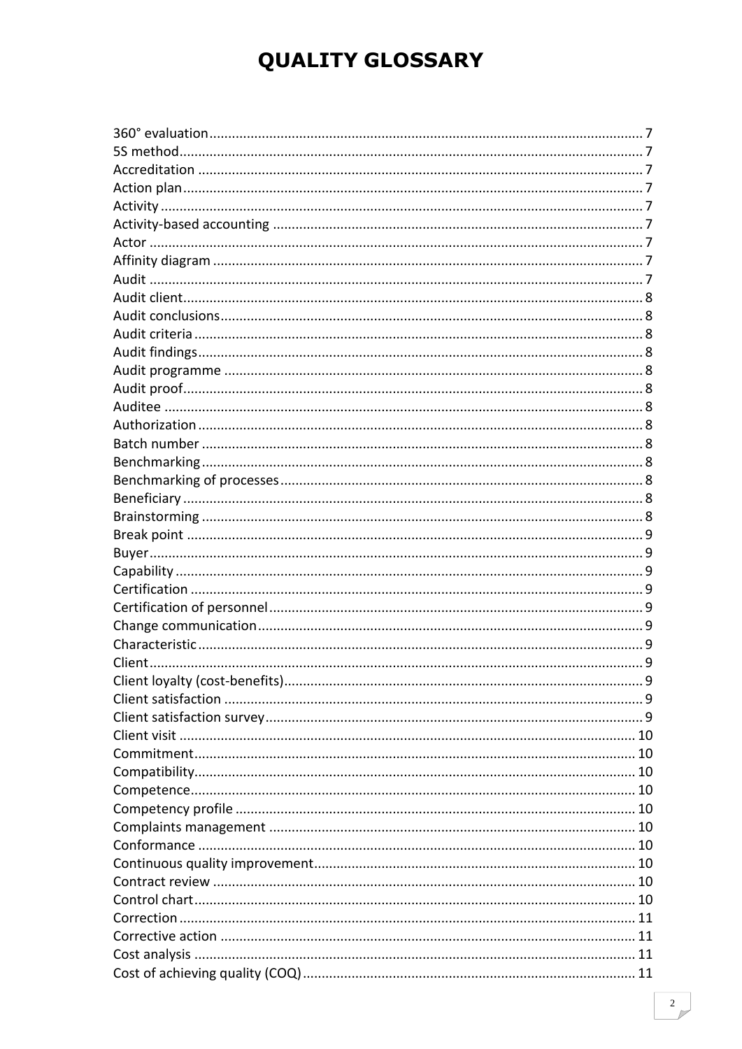# QUALITY GLOSSARY

360° evaluation ... 7
5S method ... 7
Accreditation ... 7
Action plan ... 7
Activity ... 7
Activity-based accounting ... 7
Actor ... 7
Affinity diagram ... 7
Audit ... 7
Audit client ... 8
Audit conclusions ... 8
Audit criteria ... 8
Audit findings ... 8
Audit programme ... 8
Audit proof ... 8
Auditee ... 8
Authorization ... 8
Batch number ... 8
Benchmarking ... 8
Benchmarking of processes ... 8
Beneficiary ... 8
Brainstorming ... 8
Break point ... 9
Buyer ... 9
Capability ... 9
Certification ... 9
Certification of personnel ... 9
Change communication ... 9
Characteristic ... 9
Client ... 9
Client loyalty (cost-benefits) ... 9
Client satisfaction ... 9
Client satisfaction survey ... 9
Client visit ... 10
Commitment ... 10
Compatibility ... 10
Competence ... 10
Competency profile ... 10
Complaints management ... 10
Conformance ... 10
Continuous quality improvement ... 10
Contract review ... 10
Control chart ... 10
Correction ... 11
Corrective action ... 11
Cost analysis ... 11
Cost of achieving quality (COQ) ... 11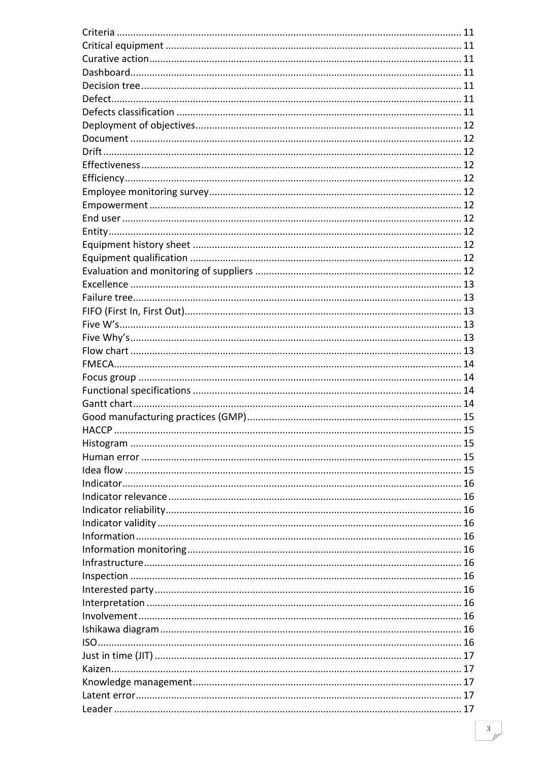Criteria ........................................................................................................................ 11
Critical equipment ........................................................................................................ 11
Curative action.............................................................................................................. 11
Dashboard..................................................................................................................... 11
Decision tree ................................................................................................................. 11
Defect............................................................................................................................ 11
Defects classification .................................................................................................... 11
Deployment of objectives............................................................................................. 12
Document ..................................................................................................................... 12
Drift............................................................................................................................... 12
Effectiveness................................................................................................................. 12
Efficiency....................................................................................................................... 12
Employee monitoring survey........................................................................................ 12
Empowerment.............................................................................................................. 12
End user ........................................................................................................................ 12
Entity............................................................................................................................. 12
Equipment history sheet .............................................................................................. 12
Equipment qualification ............................................................................................... 12
Evaluation and monitoring of suppliers ....................................................................... 12
Excellence ..................................................................................................................... 13
Failure tree.................................................................................................................... 13
FIFO (First In, First Out)................................................................................................. 13
Five W's......................................................................................................................... 13
Five Why's..................................................................................................................... 13
Flow chart ..................................................................................................................... 13
FMECA........................................................................................................................... 14
Focus group .................................................................................................................. 14
Functional specifications .............................................................................................. 14
Gantt chart.................................................................................................................... 14
Good manufacturing practices (GMP)........................................................................... 15
HACCP ........................................................................................................................... 15
Histogram ..................................................................................................................... 15
Human error ................................................................................................................. 15
Idea flow ....................................................................................................................... 15
Indicator........................................................................................................................ 16
Indicator relevance ....................................................................................................... 16
Indicator reliability........................................................................................................ 16
Indicator validity ........................................................................................................... 16
Information................................................................................................................... 16
Information monitoring................................................................................................ 16
Infrastructure................................................................................................................ 16
Inspection ..................................................................................................................... 16
Interested party............................................................................................................ 16
Interpretation ............................................................................................................... 16
Involvement.................................................................................................................. 16
Ishikawa diagram.......................................................................................................... 16
ISO................................................................................................................................. 16
Just in time (JIT) ............................................................................................................ 17
Kaizen............................................................................................................................ 17
Knowledge management.............................................................................................. 17
Latent error................................................................................................................... 17
Leader ........................................................................................................................... 17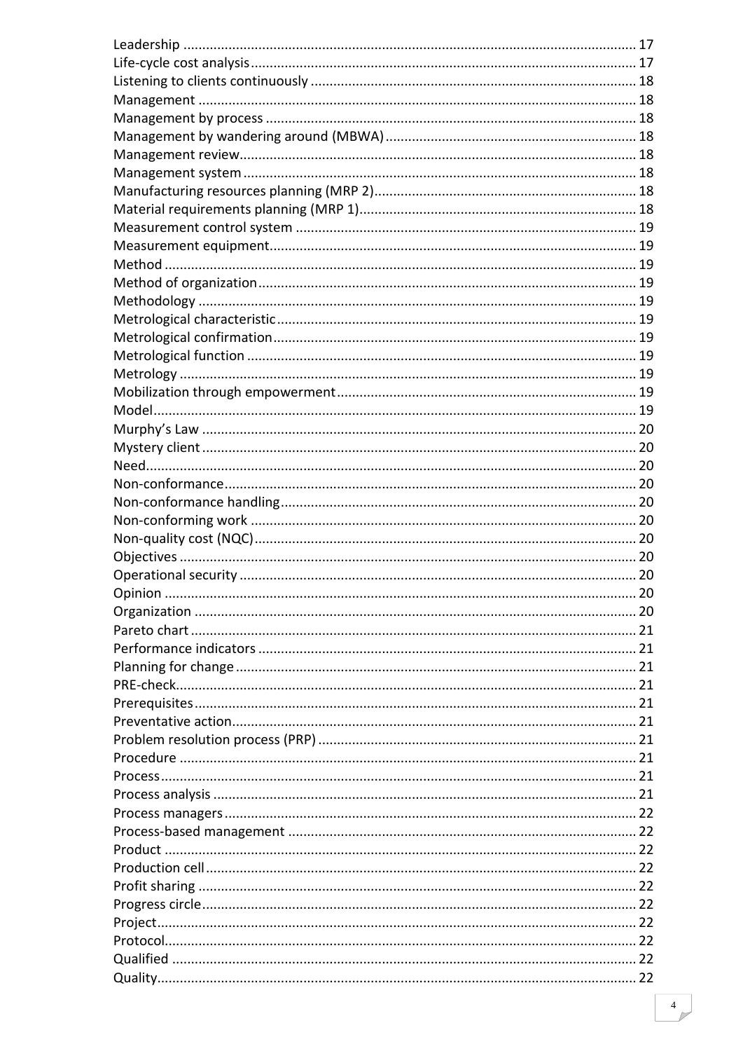Leadership ........................................................................................................... 17
Life-cycle cost analysis ........................................................................................ 17
Listening to clients continuously ........................................................................ 18
Management ........................................................................................................ 18
Management by process ...................................................................................... 18
Management by wandering around (MBWA) ........................................................ 18
Management review ............................................................................................. 18
Management system ............................................................................................ 18
Manufacturing resources planning (MRP 2) ......................................................... 18
Material requirements planning (MRP 1) ............................................................. 18
Measurement control system .............................................................................. 19
Measurement equipment ..................................................................................... 19
Method ................................................................................................................. 19
Method of organization ........................................................................................ 19
Methodology ........................................................................................................ 19
Metrological characteristic ................................................................................... 19
Metrological confirmation .................................................................................... 19
Metrological function ........................................................................................... 19
Metrology ............................................................................................................. 19
Mobilization through empowerment ................................................................... 19
Model ................................................................................................................... 19
Murphy's Law ....................................................................................................... 20
Mystery client ...................................................................................................... 20
Need ..................................................................................................................... 20
Non-conformance ................................................................................................. 20
Non-conformance handling .................................................................................. 20
Non-conforming work .......................................................................................... 20
Non-quality cost (NQC) ......................................................................................... 20
Objectives ............................................................................................................ 20
Operational security ............................................................................................. 20
Opinion ................................................................................................................. 20
Organization ........................................................................................................ 20
Pareto chart ......................................................................................................... 21
Performance indicators ........................................................................................ 21
Planning for change ............................................................................................. 21
PRE-check ............................................................................................................ 21
Prerequisites ........................................................................................................ 21
Preventative action .............................................................................................. 21
Problem resolution process (PRP) ........................................................................ 21
Procedure ............................................................................................................ 21
Process ................................................................................................................. 21
Process analysis ................................................................................................... 21
Process managers ................................................................................................. 22
Process-based management ................................................................................ 22
Product ................................................................................................................. 22
Production cell ..................................................................................................... 22
Profit sharing ....................................................................................................... 22
Progress circle ...................................................................................................... 22
Project .................................................................................................................. 22
Protocol ................................................................................................................ 22
Qualified .............................................................................................................. 22
Quality .................................................................................................................. 22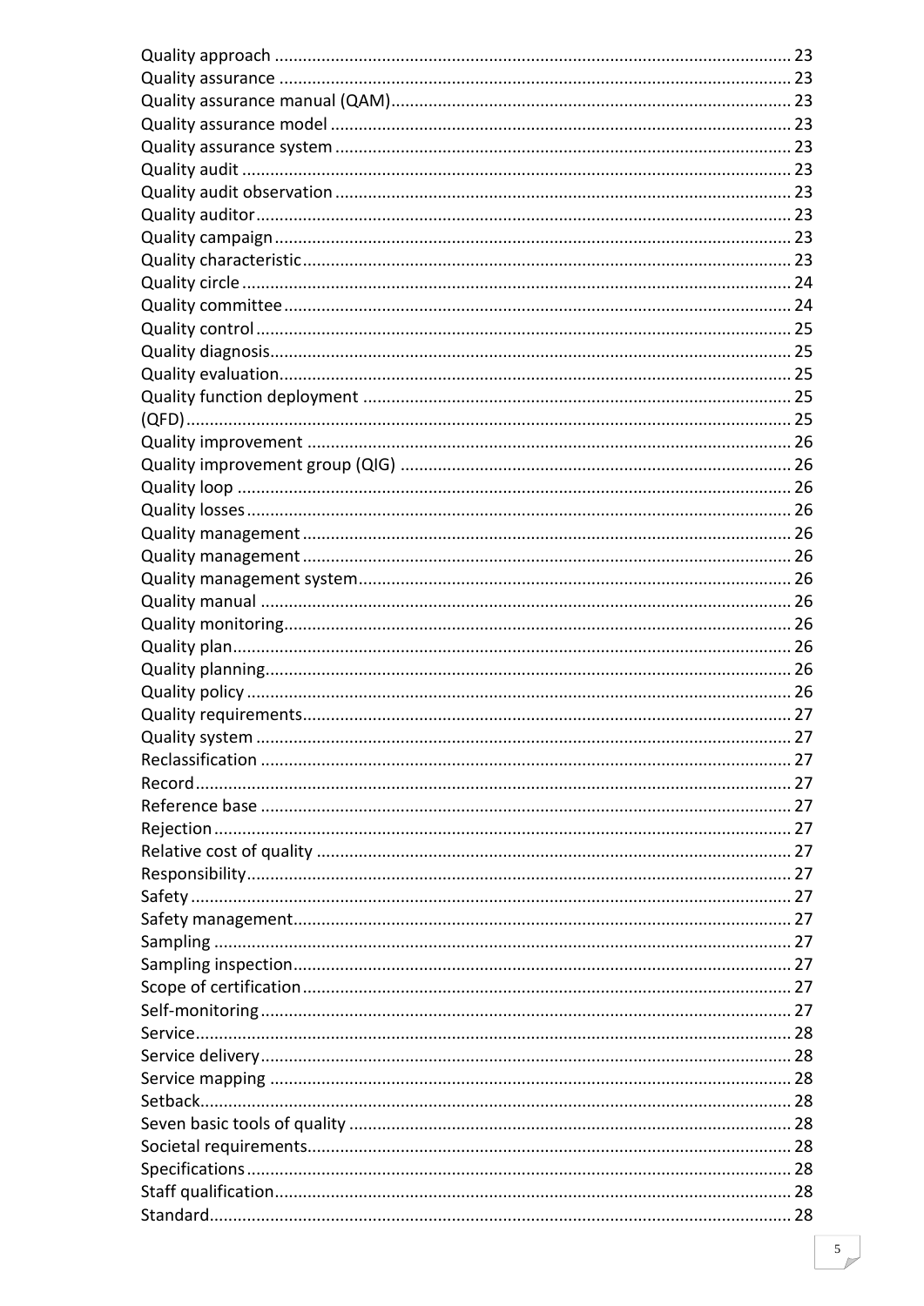Quality approach ........................................................................................................... 23
Quality assurance ........................................................................................................... 23
Quality assurance manual (QAM)................................................................................... 23
Quality assurance model ................................................................................................ 23
Quality assurance system ............................................................................................... 23
Quality audit ................................................................................................................... 23
Quality audit observation ............................................................................................... 23
Quality auditor ................................................................................................................ 23
Quality campaign ............................................................................................................ 23
Quality characteristic ...................................................................................................... 23
Quality circle ................................................................................................................... 24
Quality committee .......................................................................................................... 24
Quality control ................................................................................................................ 25
Quality diagnosis ............................................................................................................. 25
Quality evaluation ........................................................................................................... 25
Quality function deployment ......................................................................................... 25
(QFD) ............................................................................................................................... 25
Quality improvement ...................................................................................................... 26
Quality improvement group (QIG) .................................................................................. 26
Quality loop .................................................................................................................... 26
Quality losses .................................................................................................................. 26
Quality management ...................................................................................................... 26
Quality management ...................................................................................................... 26
Quality management system .......................................................................................... 26
Quality manual ............................................................................................................... 26
Quality monitoring .......................................................................................................... 26
Quality plan ..................................................................................................................... 26
Quality planning .............................................................................................................. 26
Quality policy .................................................................................................................. 26
Quality requirements ...................................................................................................... 27
Quality system ................................................................................................................ 27
Reclassification ............................................................................................................... 27
Record ............................................................................................................................. 27
Reference base ............................................................................................................... 27
Rejection ......................................................................................................................... 27
Relative cost of quality ................................................................................................... 27
Responsibility .................................................................................................................. 27
Safety .............................................................................................................................. 27
Safety management ........................................................................................................ 27
Sampling ......................................................................................................................... 27
Sampling inspection ........................................................................................................ 27
Scope of certification ...................................................................................................... 27
Self-monitoring ............................................................................................................... 27
Service ............................................................................................................................. 28
Service delivery ............................................................................................................... 28
Service mapping ............................................................................................................. 28
Setback ............................................................................................................................ 28
Seven basic tools of quality ............................................................................................ 28
Societal requirements ..................................................................................................... 28
Specifications .................................................................................................................. 28
Staff qualification ............................................................................................................ 28
Standard .......................................................................................................................... 28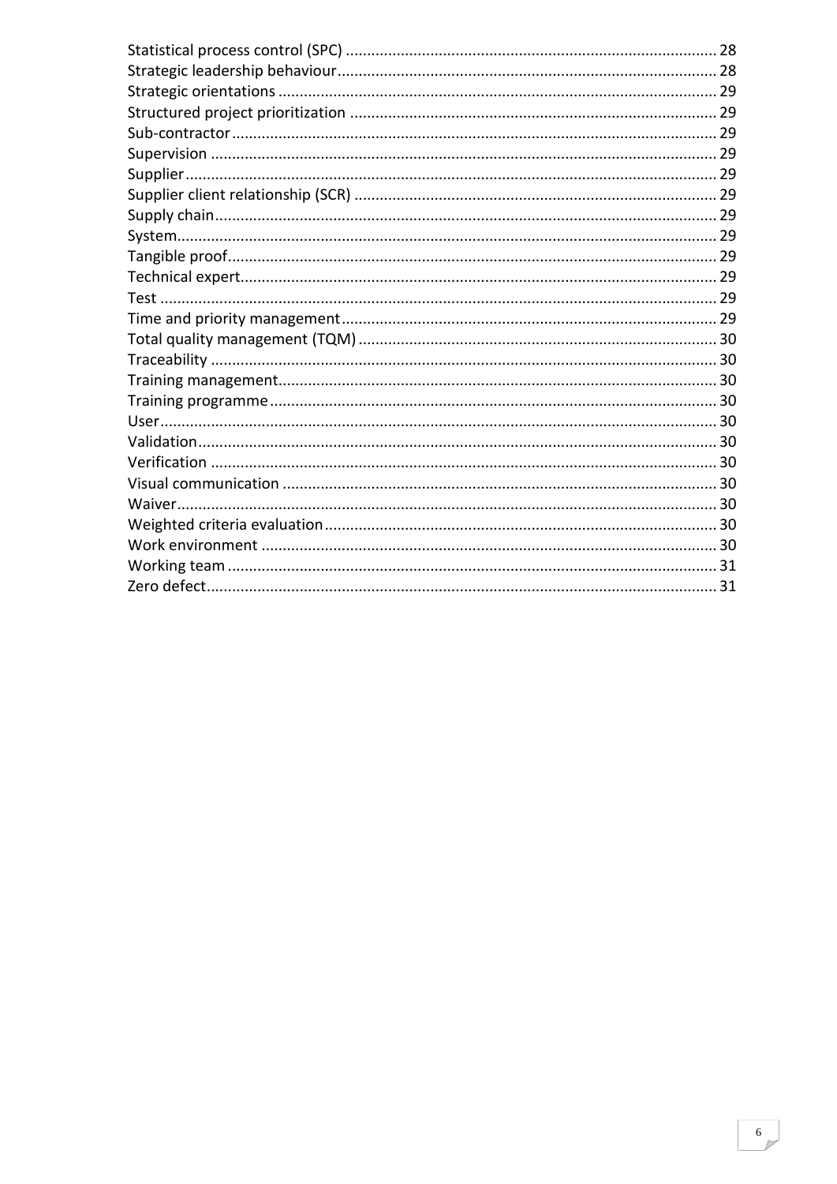Statistical process control (SPC) ........................................................................................ 28
Strategic leadership behaviour.......................................................................................... 28
Strategic orientations ........................................................................................................ 29
Structured project prioritization ........................................................................................ 29
Sub-contractor.................................................................................................................... 29
Supervision ........................................................................................................................ 29
Supplier.............................................................................................................................. 29
Supplier client relationship (SCR) ...................................................................................... 29
Supply chain........................................................................................................................ 29
System................................................................................................................................ 29
Tangible proof..................................................................................................................... 29
Technical expert.................................................................................................................. 29
Test .................................................................................................................................... 29
Time and priority management.......................................................................................... 29
Total quality management (TQM) ..................................................................................... 30
Traceability ........................................................................................................................ 30
Training management......................................................................................................... 30
Training programme........................................................................................................... 30
User.................................................................................................................................... 30
Validation............................................................................................................................ 30
Verification ........................................................................................................................ 30
Visual communication ....................................................................................................... 30
Waiver................................................................................................................................. 30
Weighted criteria evaluation.............................................................................................. 30
Work environment ............................................................................................................. 30
Working team ..................................................................................................................... 31
Zero defect.......................................................................................................................... 31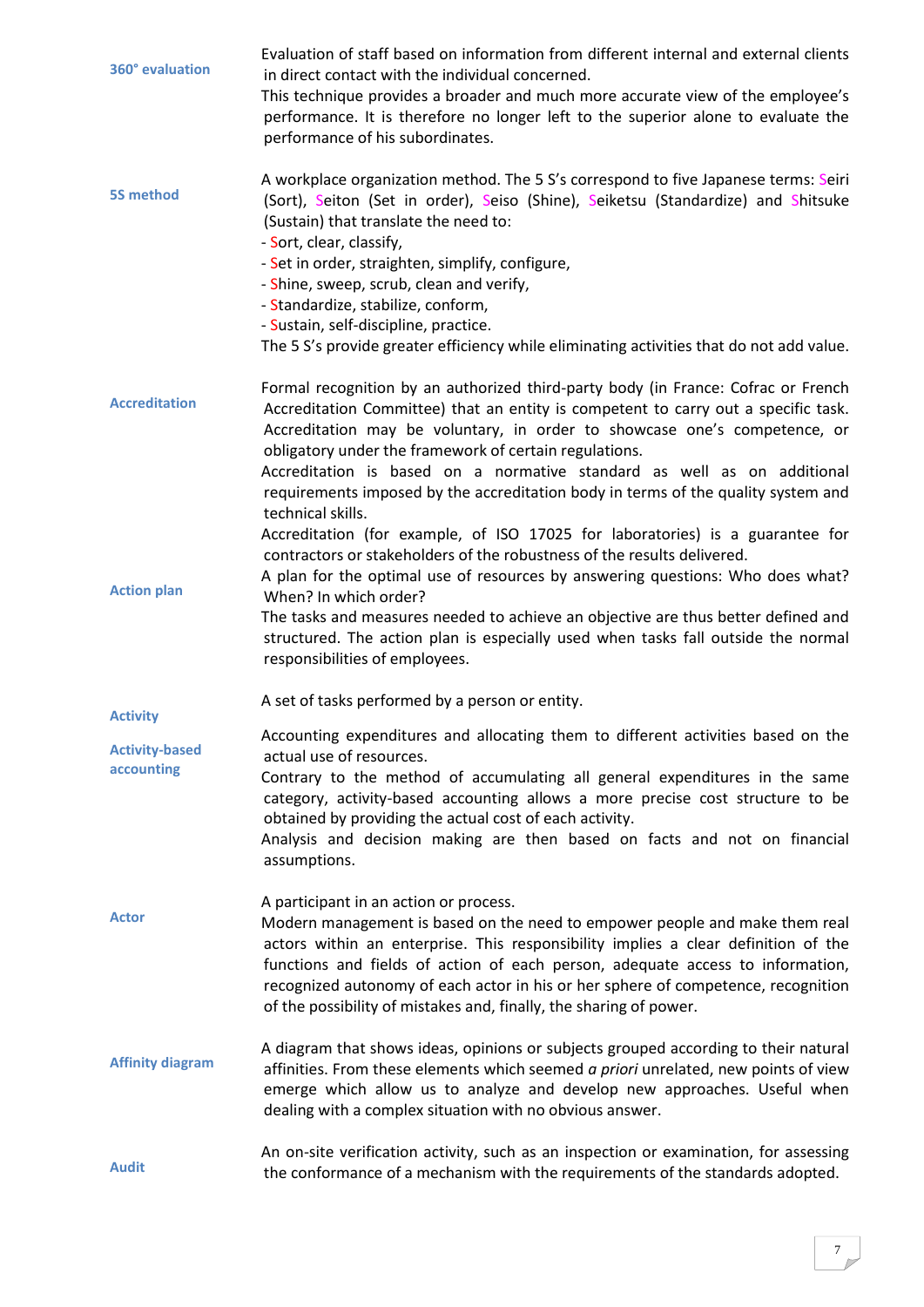**360° evaluation**

Evaluation of staff based on information from different internal and external clients in direct contact with the individual concerned.
This technique provides a broader and much more accurate view of the employee's performance. It is therefore no longer left to the superior alone to evaluate the performance of his subordinates.

**5S method**

A workplace organization method. The 5 S's correspond to five Japanese terms: Seiri (Sort), Seiton (Set in order), Seiso (Shine), Seiketsu (Standardize) and Shitsuke (Sustain) that translate the need to:

- Sort, clear, classify,
- Set in order, straighten, simplify, configure,
- Shine, sweep, scrub, clean and verify,
- Standardize, stabilize, conform,
- Sustain, self-discipline, practice.

The 5 S's provide greater efficiency while eliminating activities that do not add value.

**Accreditation**

Formal recognition by an authorized third-party body (in France: Cofrac or French Accreditation Committee) that an entity is competent to carry out a specific task. Accreditation may be voluntary, in order to showcase one's competence, or obligatory under the framework of certain regulations.
Accreditation is based on a normative standard as well as on additional requirements imposed by the accreditation body in terms of the quality system and technical skills.
Accreditation (for example, of ISO 17025 for laboratories) is a guarantee for contractors or stakeholders of the robustness of the results delivered.

**Action plan**

A plan for the optimal use of resources by answering questions: Who does what? When? In which order?
The tasks and measures needed to achieve an objective are thus better defined and structured. The action plan is especially used when tasks fall outside the normal responsibilities of employees.

**Activity**

A set of tasks performed by a person or entity.

**Activity-based accounting**

Accounting expenditures and allocating them to different activities based on the actual use of resources.
Contrary to the method of accumulating all general expenditures in the same category, activity-based accounting allows a more precise cost structure to be obtained by providing the actual cost of each activity.
Analysis and decision making are then based on facts and not on financial assumptions.

**Actor**

A participant in an action or process.
Modern management is based on the need to empower people and make them real actors within an enterprise. This responsibility implies a clear definition of the functions and fields of action of each person, adequate access to information, recognized autonomy of each actor in his or her sphere of competence, recognition of the possibility of mistakes and, finally, the sharing of power.

**Affinity diagram**

A diagram that shows ideas, opinions or subjects grouped according to their natural affinities. From these elements which seemed *a priori* unrelated, new points of view emerge which allow us to analyze and develop new approaches. Useful when dealing with a complex situation with no obvious answer.

**Audit**

An on-site verification activity, such as an inspection or examination, for assessing the conformance of a mechanism with the requirements of the standards adopted.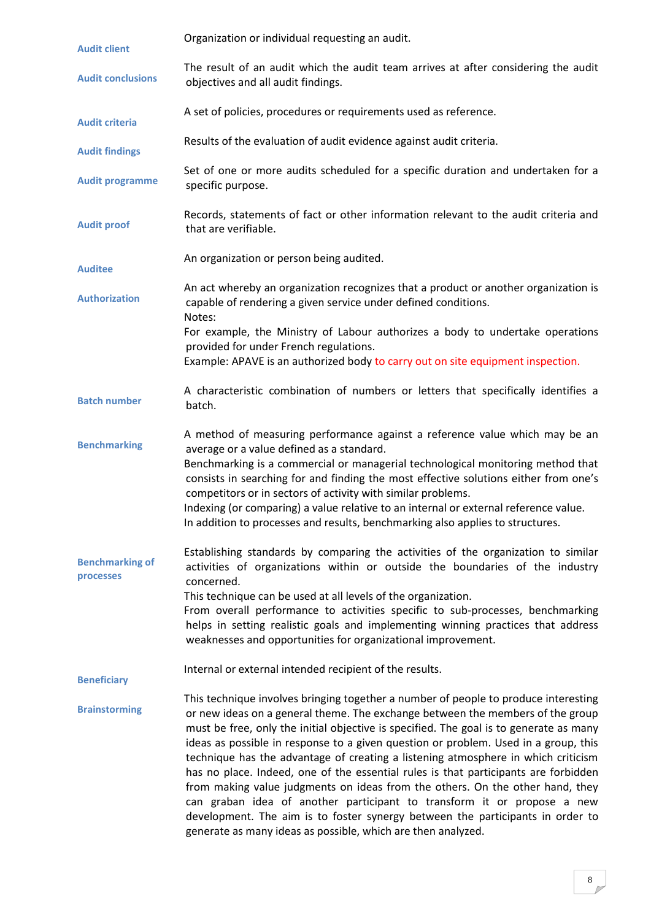**Audit client**

Organization or individual requesting an audit.

**Audit conclusions**

The result of an audit which the audit team arrives at after considering the audit objectives and all audit findings.

**Audit criteria**

A set of policies, procedures or requirements used as reference.

**Audit findings**

Results of the evaluation of audit evidence against audit criteria.

**Audit programme**

Set of one or more audits scheduled for a specific duration and undertaken for a specific purpose.

**Audit proof**

Records, statements of fact or other information relevant to the audit criteria and that are verifiable.

**Auditee**

An organization or person being audited.

**Authorization**

An act whereby an organization recognizes that a product or another organization is capable of rendering a given service under defined conditions.
Notes:
For example, the Ministry of Labour authorizes a body to undertake operations provided for under French regulations.
Example: APAVE is an authorized body to carry out on site equipment inspection.

**Batch number**

A characteristic combination of numbers or letters that specifically identifies a batch.

**Benchmarking**

A method of measuring performance against a reference value which may be an average or a value defined as a standard.
Benchmarking is a commercial or managerial technological monitoring method that consists in searching for and finding the most effective solutions either from one's competitors or in sectors of activity with similar problems.
Indexing (or comparing) a value relative to an internal or external reference value.
In addition to processes and results, benchmarking also applies to structures.

**Benchmarking of processes**

Establishing standards by comparing the activities of the organization to similar activities of organizations within or outside the boundaries of the industry concerned.
This technique can be used at all levels of the organization.
From overall performance to activities specific to sub-processes, benchmarking helps in setting realistic goals and implementing winning practices that address weaknesses and opportunities for organizational improvement.

**Beneficiary**

Internal or external intended recipient of the results.

**Brainstorming**

This technique involves bringing together a number of people to produce interesting or new ideas on a general theme. The exchange between the members of the group must be free, only the initial objective is specified. The goal is to generate as many ideas as possible in response to a given question or problem. Used in a group, this technique has the advantage of creating a listening atmosphere in which criticism has no place. Indeed, one of the essential rules is that participants are forbidden from making value judgments on ideas from the others. On the other hand, they can graban idea of another participant to transform it or propose a new development. The aim is to foster synergy between the participants in order to generate as many ideas as possible, which are then analyzed.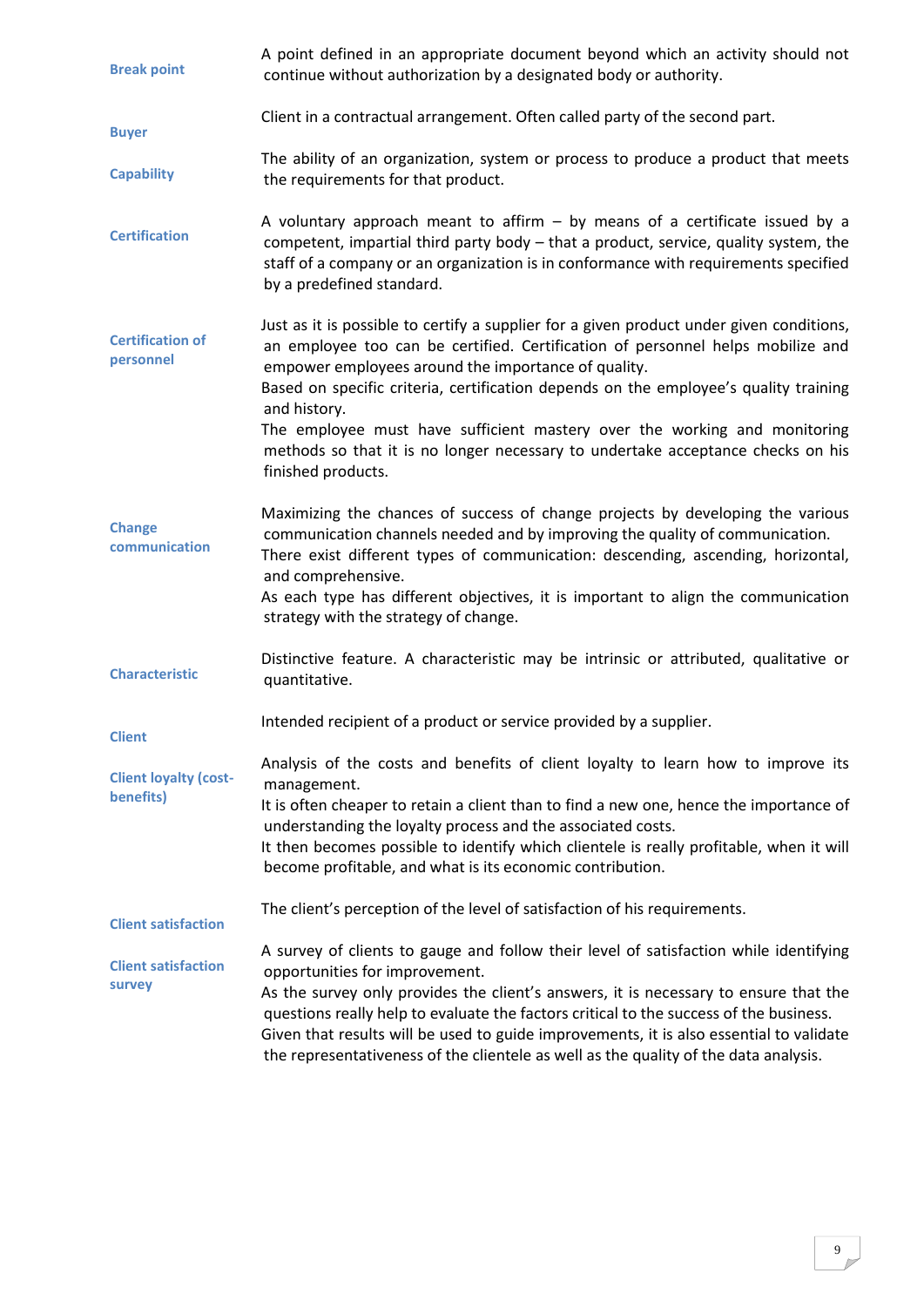**Break point**

A point defined in an appropriate document beyond which an activity should not continue without authorization by a designated body or authority.

**Buyer**

Client in a contractual arrangement. Often called party of the second part.

**Capability**

The ability of an organization, system or process to produce a product that meets the requirements for that product.

**Certification**

A voluntary approach meant to affirm – by means of a certificate issued by a competent, impartial third party body – that a product, service, quality system, the staff of a company or an organization is in conformance with requirements specified by a predefined standard.

**Certification of personnel**

Just as it is possible to certify a supplier for a given product under given conditions, an employee too can be certified. Certification of personnel helps mobilize and empower employees around the importance of quality.
Based on specific criteria, certification depends on the employee's quality training and history.
The employee must have sufficient mastery over the working and monitoring methods so that it is no longer necessary to undertake acceptance checks on his finished products.

**Change communication**

Maximizing the chances of success of change projects by developing the various communication channels needed and by improving the quality of communication.
There exist different types of communication: descending, ascending, horizontal, and comprehensive.
As each type has different objectives, it is important to align the communication strategy with the strategy of change.

**Characteristic**

Distinctive feature. A characteristic may be intrinsic or attributed, qualitative or quantitative.

**Client**

Intended recipient of a product or service provided by a supplier.

**Client loyalty (cost-benefits)**

Analysis of the costs and benefits of client loyalty to learn how to improve its management.
It is often cheaper to retain a client than to find a new one, hence the importance of understanding the loyalty process and the associated costs.
It then becomes possible to identify which clientele is really profitable, when it will become profitable, and what is its economic contribution.

**Client satisfaction**

The client's perception of the level of satisfaction of his requirements.

**Client satisfaction survey**

A survey of clients to gauge and follow their level of satisfaction while identifying opportunities for improvement.
As the survey only provides the client's answers, it is necessary to ensure that the questions really help to evaluate the factors critical to the success of the business.
Given that results will be used to guide improvements, it is also essential to validate the representativeness of the clientele as well as the quality of the data analysis.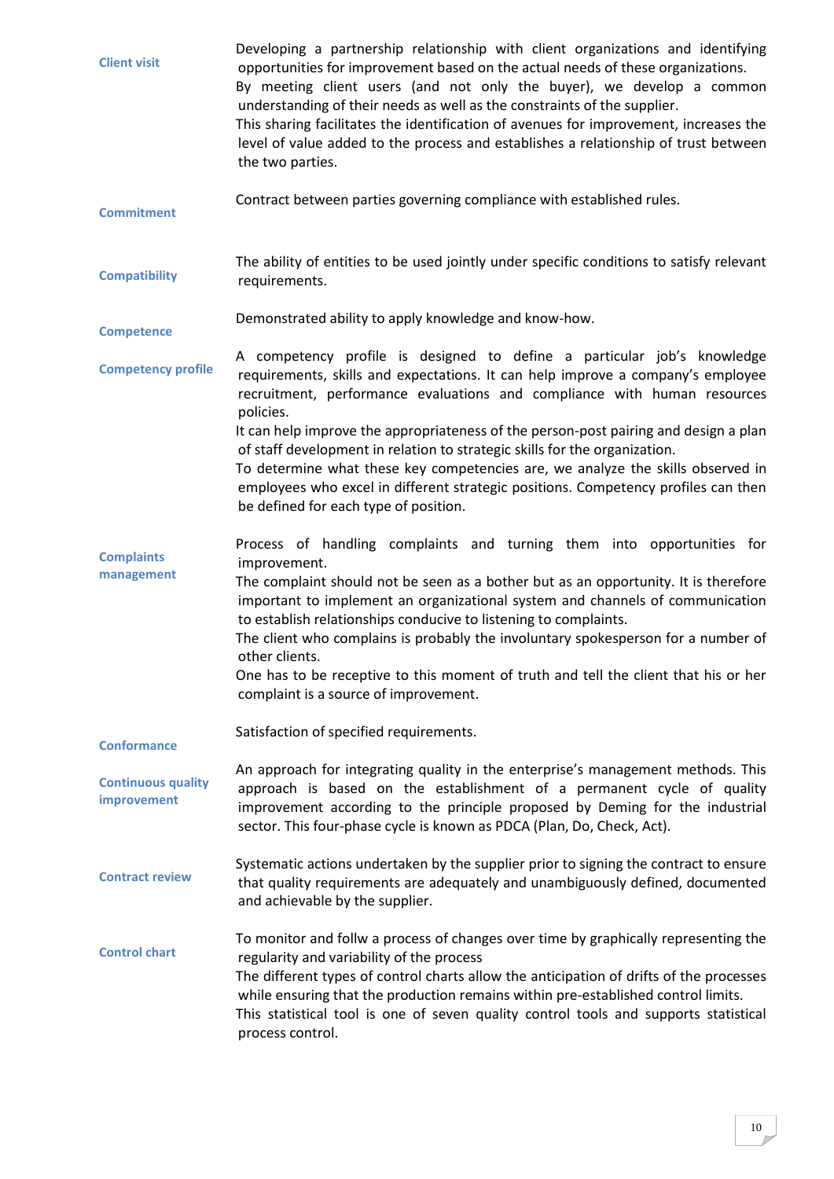**Client visit**

Developing a partnership relationship with client organizations and identifying opportunities for improvement based on the actual needs of these organizations.
By meeting client users (and not only the buyer), we develop a common understanding of their needs as well as the constraints of the supplier.
This sharing facilitates the identification of avenues for improvement, increases the level of value added to the process and establishes a relationship of trust between the two parties.

**Commitment**

Contract between parties governing compliance with established rules.

**Compatibility**

The ability of entities to be used jointly under specific conditions to satisfy relevant requirements.

**Competence**

Demonstrated ability to apply knowledge and know-how.

**Competency profile**

A competency profile is designed to define a particular job's knowledge requirements, skills and expectations. It can help improve a company's employee recruitment, performance evaluations and compliance with human resources policies.
It can help improve the appropriateness of the person-post pairing and design a plan of staff development in relation to strategic skills for the organization.
To determine what these key competencies are, we analyze the skills observed in employees who excel in different strategic positions. Competency profiles can then be defined for each type of position.

**Complaints management**

Process of handling complaints and turning them into opportunities for improvement.
The complaint should not be seen as a bother but as an opportunity. It is therefore important to implement an organizational system and channels of communication to establish relationships conducive to listening to complaints.
The client who complains is probably the involuntary spokesperson for a number of other clients.
One has to be receptive to this moment of truth and tell the client that his or her complaint is a source of improvement.

**Conformance**

Satisfaction of specified requirements.

**Continuous quality improvement**

An approach for integrating quality in the enterprise's management methods. This approach is based on the establishment of a permanent cycle of quality improvement according to the principle proposed by Deming for the industrial sector. This four-phase cycle is known as PDCA (Plan, Do, Check, Act).

**Contract review**

Systematic actions undertaken by the supplier prior to signing the contract to ensure that quality requirements are adequately and unambiguously defined, documented and achievable by the supplier.

**Control chart**

To monitor and follw a process of changes over time by graphically representing the regularity and variability of the process
The different types of control charts allow the anticipation of drifts of the processes while ensuring that the production remains within pre-established control limits.
This statistical tool is one of seven quality control tools and supports statistical process control.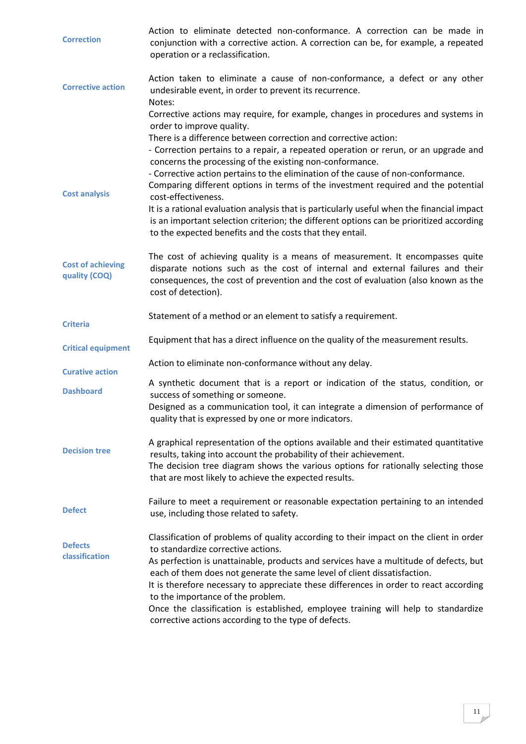**Correction**

Action to eliminate detected non-conformance. A correction can be made in conjunction with a corrective action. A correction can be, for example, a repeated operation or a reclassification.

**Corrective action**

Action taken to eliminate a cause of non-conformance, a defect or any other undesirable event, in order to prevent its recurrence.
Notes:
Corrective actions may require, for example, changes in procedures and systems in order to improve quality.
There is a difference between correction and corrective action:
- Correction pertains to a repair, a repeated operation or rerun, or an upgrade and concerns the processing of the existing non-conformance.
- Corrective action pertains to the elimination of the cause of non-conformance.

**Cost analysis**

Comparing different options in terms of the investment required and the potential cost-effectiveness.
It is a rational evaluation analysis that is particularly useful when the financial impact is an important selection criterion; the different options can be prioritized according to the expected benefits and the costs that they entail.

**Cost of achieving quality (COQ)**

The cost of achieving quality is a means of measurement. It encompasses quite disparate notions such as the cost of internal and external failures and their consequences, the cost of prevention and the cost of evaluation (also known as the cost of detection).

**Criteria**

Statement of a method or an element to satisfy a requirement.

**Critical equipment**

Equipment that has a direct influence on the quality of the measurement results.

**Curative action**

Action to eliminate non-conformance without any delay.

**Dashboard**

A synthetic document that is a report or indication of the status, condition, or success of something or someone.
Designed as a communication tool, it can integrate a dimension of performance of quality that is expressed by one or more indicators.

**Decision tree**

A graphical representation of the options available and their estimated quantitative results, taking into account the probability of their achievement.
The decision tree diagram shows the various options for rationally selecting those that are most likely to achieve the expected results.

**Defect**

Failure to meet a requirement or reasonable expectation pertaining to an intended use, including those related to safety.

**Defects classification**

Classification of problems of quality according to their impact on the client in order to standardize corrective actions.
As perfection is unattainable, products and services have a multitude of defects, but each of them does not generate the same level of client dissatisfaction.
It is therefore necessary to appreciate these differences in order to react according to the importance of the problem.
Once the classification is established, employee training will help to standardize corrective actions according to the type of defects.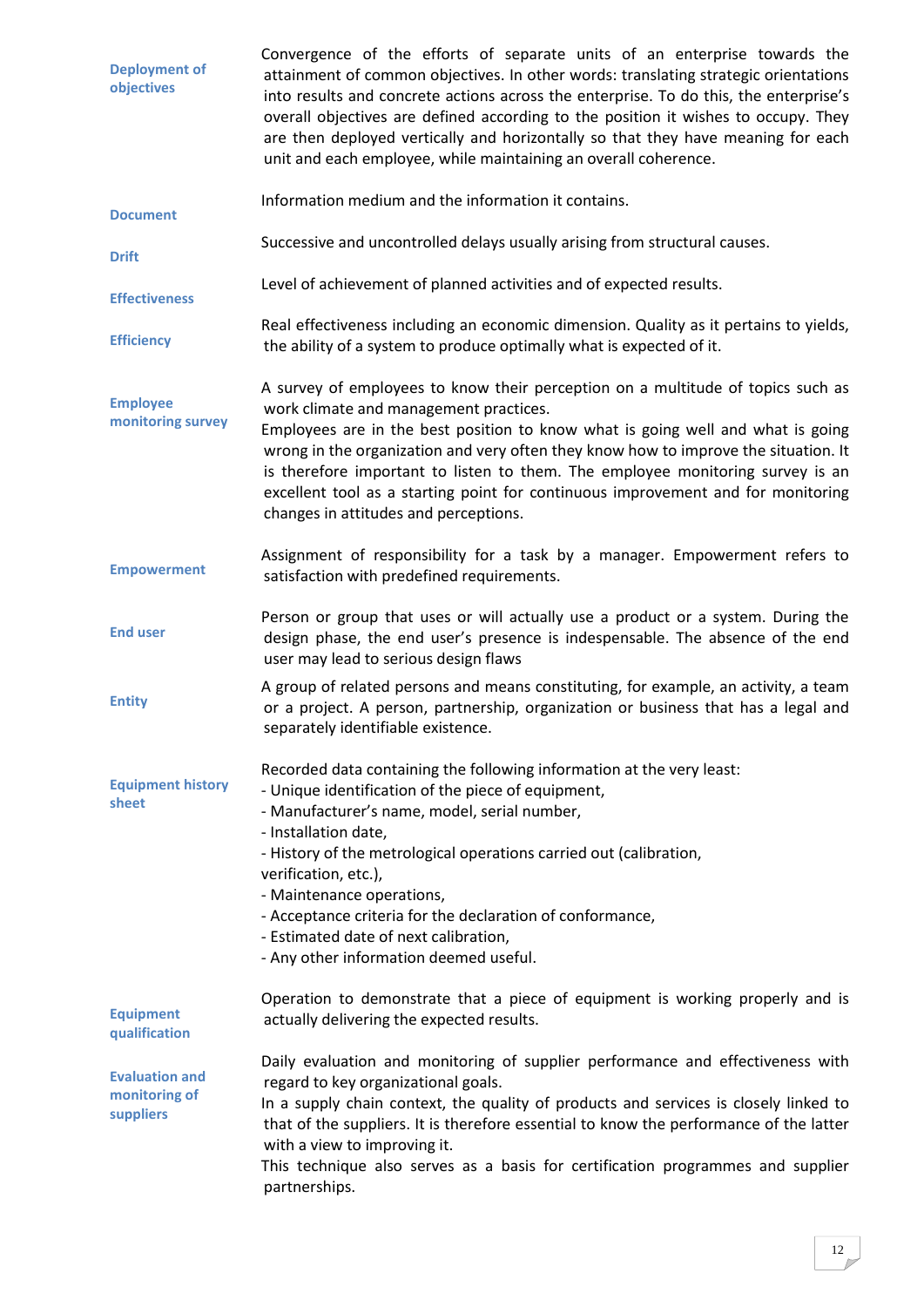**Deployment of objectives**

Convergence of the efforts of separate units of an enterprise towards the attainment of common objectives. In other words: translating strategic orientations into results and concrete actions across the enterprise. To do this, the enterprise's overall objectives are defined according to the position it wishes to occupy. They are then deployed vertically and horizontally so that they have meaning for each unit and each employee, while maintaining an overall coherence.

**Document**

Information medium and the information it contains.

**Drift**

Successive and uncontrolled delays usually arising from structural causes.

**Effectiveness**

Level of achievement of planned activities and of expected results.

**Efficiency**

Real effectiveness including an economic dimension. Quality as it pertains to yields, the ability of a system to produce optimally what is expected of it.

**Employee monitoring survey**

A survey of employees to know their perception on a multitude of topics such as work climate and management practices.
Employees are in the best position to know what is going well and what is going wrong in the organization and very often they know how to improve the situation. It is therefore important to listen to them. The employee monitoring survey is an excellent tool as a starting point for continuous improvement and for monitoring changes in attitudes and perceptions.

**Empowerment**

Assignment of responsibility for a task by a manager. Empowerment refers to satisfaction with predefined requirements.

**End user**

Person or group that uses or will actually use a product or a system. During the design phase, the end user's presence is indespensable. The absence of the end user may lead to serious design flaws

**Entity**

A group of related persons and means constituting, for example, an activity, a team or a project. A person, partnership, organization or business that has a legal and separately identifiable existence.

**Equipment history sheet**

Recorded data containing the following information at the very least:
- Unique identification of the piece of equipment,
- Manufacturer's name, model, serial number,
- Installation date,
- History of the metrological operations carried out (calibration, verification, etc.),
- Maintenance operations,
- Acceptance criteria for the declaration of conformance,
- Estimated date of next calibration,
- Any other information deemed useful.

**Equipment qualification**

Operation to demonstrate that a piece of equipment is working properly and is actually delivering the expected results.

**Evaluation and monitoring of suppliers**

Daily evaluation and monitoring of supplier performance and effectiveness with regard to key organizational goals.
In a supply chain context, the quality of products and services is closely linked to that of the suppliers. It is therefore essential to know the performance of the latter with a view to improving it.
This technique also serves as a basis for certification programmes and supplier partnerships.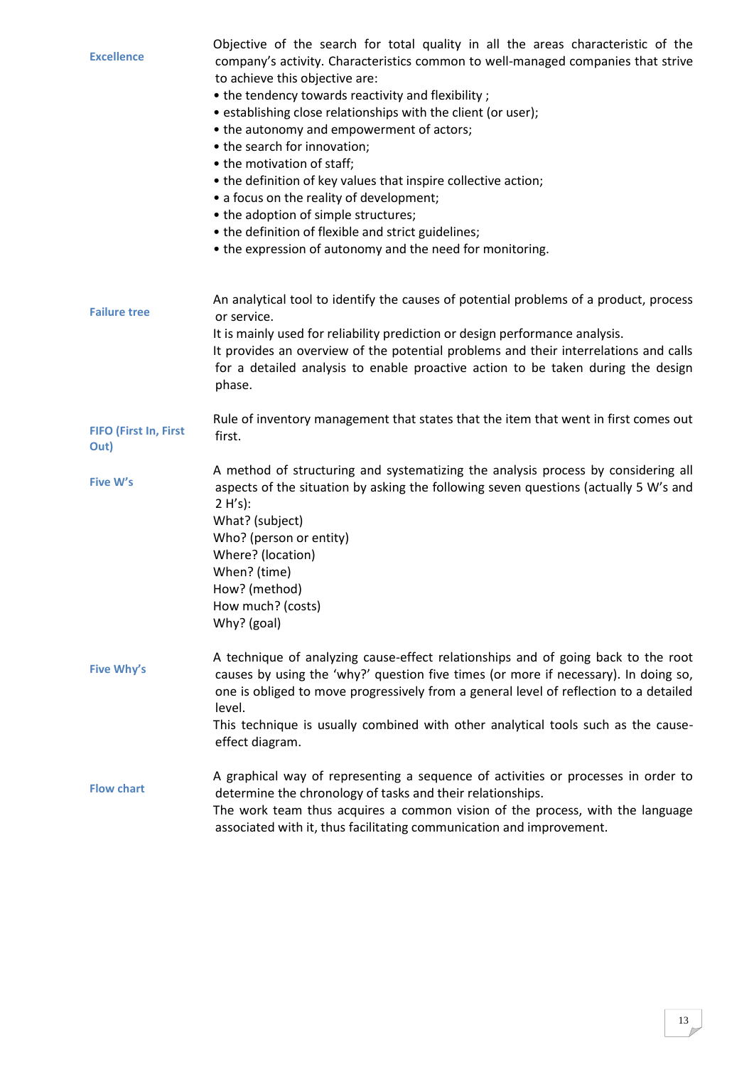**Excellence**

Objective of the search for total quality in all the areas characteristic of the company's activity. Characteristics common to well-managed companies that strive to achieve this objective are:

- the tendency towards reactivity and flexibility ;
- establishing close relationships with the client (or user);
- the autonomy and empowerment of actors;
- the search for innovation;
- the motivation of staff;
- the definition of key values that inspire collective action;
- a focus on the reality of development;
- the adoption of simple structures;
- the definition of flexible and strict guidelines;
- the expression of autonomy and the need for monitoring.

**Failure tree**

An analytical tool to identify the causes of potential problems of a product, process or service.
It is mainly used for reliability prediction or design performance analysis.
It provides an overview of the potential problems and their interrelations and calls for a detailed analysis to enable proactive action to be taken during the design phase.

**FIFO (First In, First Out)**

Rule of inventory management that states that the item that went in first comes out first.

**Five W's**

A method of structuring and systematizing the analysis process by considering all aspects of the situation by asking the following seven questions (actually 5 W's and 2 H's):
What? (subject)
Who? (person or entity)
Where? (location)
When? (time)
How? (method)
How much? (costs)
Why? (goal)

**Five Why's**

A technique of analyzing cause-effect relationships and of going back to the root causes by using the 'why?' question five times (or more if necessary). In doing so, one is obliged to move progressively from a general level of reflection to a detailed level.
This technique is usually combined with other analytical tools such as the cause-effect diagram.

**Flow chart**

A graphical way of representing a sequence of activities or processes in order to determine the chronology of tasks and their relationships.
The work team thus acquires a common vision of the process, with the language associated with it, thus facilitating communication and improvement.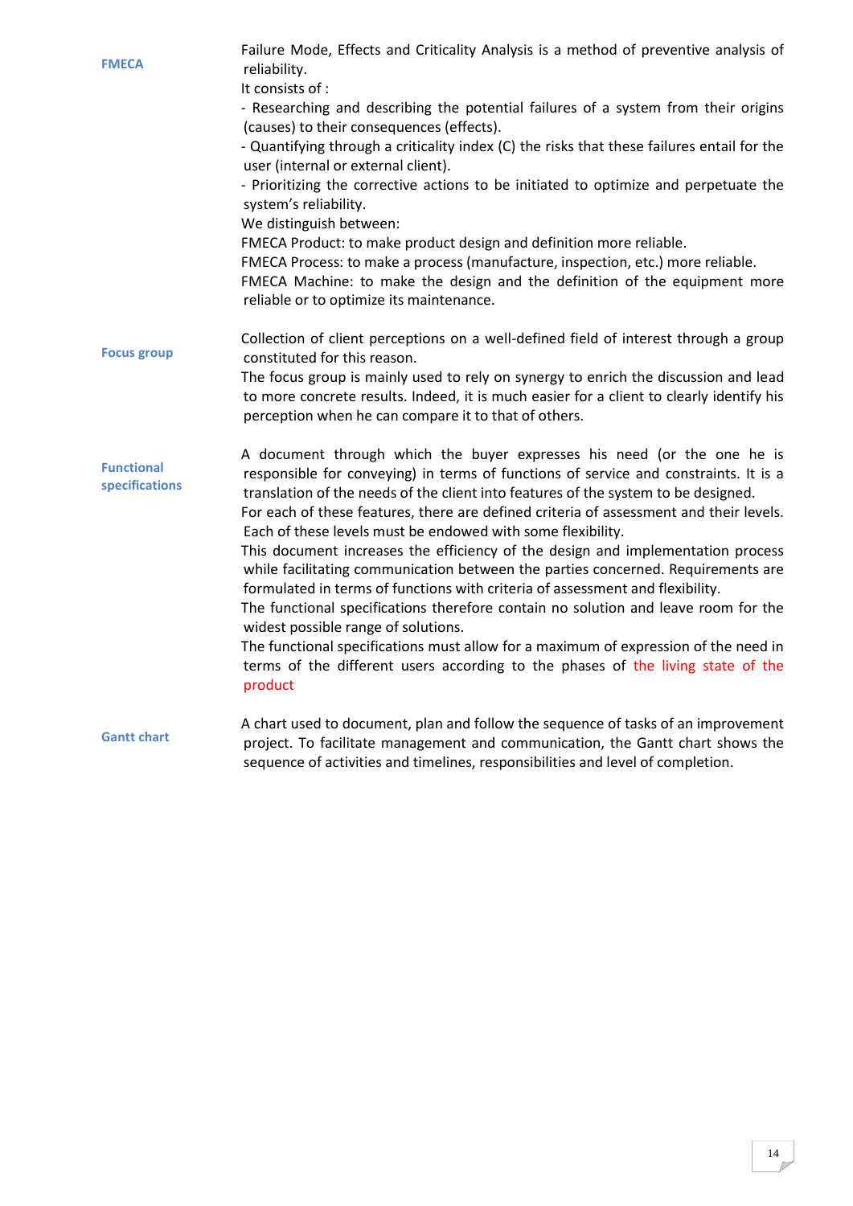**FMECA**

Failure Mode, Effects and Criticality Analysis is a method of preventive analysis of reliability.
It consists of :
- Researching and describing the potential failures of a system from their origins (causes) to their consequences (effects).
- Quantifying through a criticality index (C) the risks that these failures entail for the user (internal or external client).
- Prioritizing the corrective actions to be initiated to optimize and perpetuate the system's reliability.

We distinguish between:
FMECA Product: to make product design and definition more reliable.
FMECA Process: to make a process (manufacture, inspection, etc.) more reliable.
FMECA Machine: to make the design and the definition of the equipment more reliable or to optimize its maintenance.

**Focus group**

Collection of client perceptions on a well-defined field of interest through a group constituted for this reason.
The focus group is mainly used to rely on synergy to enrich the discussion and lead to more concrete results. Indeed, it is much easier for a client to clearly identify his perception when he can compare it to that of others.

**Functional specifications**

A document through which the buyer expresses his need (or the one he is responsible for conveying) in terms of functions of service and constraints. It is a translation of the needs of the client into features of the system to be designed.
For each of these features, there are defined criteria of assessment and their levels. Each of these levels must be endowed with some flexibility.
This document increases the efficiency of the design and implementation process while facilitating communication between the parties concerned. Requirements are formulated in terms of functions with criteria of assessment and flexibility.
The functional specifications therefore contain no solution and leave room for the widest possible range of solutions.
The functional specifications must allow for a maximum of expression of the need in terms of the different users according to the phases of the living state of the product

**Gantt chart**

A chart used to document, plan and follow the sequence of tasks of an improvement project. To facilitate management and communication, the Gantt chart shows the sequence of activities and timelines, responsibilities and level of completion.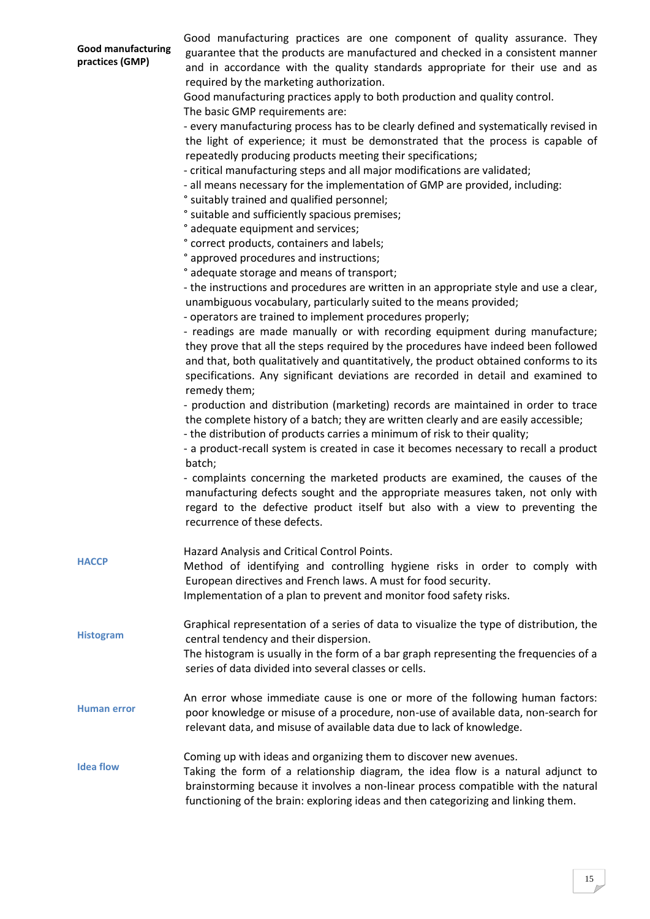**Good manufacturing practices (GMP)**

Good manufacturing practices are one component of quality assurance. They guarantee that the products are manufactured and checked in a consistent manner and in accordance with the quality standards appropriate for their use and as required by the marketing authorization.

Good manufacturing practices apply to both production and quality control.

The basic GMP requirements are:

- every manufacturing process has to be clearly defined and systematically revised in the light of experience; it must be demonstrated that the process is capable of repeatedly producing products meeting their specifications;
- critical manufacturing steps and all major modifications are validated;
- all means necessary for the implementation of GMP are provided, including:
  - ° suitably trained and qualified personnel;
  - ° suitable and sufficiently spacious premises;
  - ° adequate equipment and services;
  - ° correct products, containers and labels;
  - ° approved procedures and instructions;
  - ° adequate storage and means of transport;
- the instructions and procedures are written in an appropriate style and use a clear, unambiguous vocabulary, particularly suited to the means provided;
- operators are trained to implement procedures properly;
- readings are made manually or with recording equipment during manufacture; they prove that all the steps required by the procedures have indeed been followed and that, both qualitatively and quantitatively, the product obtained conforms to its specifications. Any significant deviations are recorded in detail and examined to remedy them;
- production and distribution (marketing) records are maintained in order to trace the complete history of a batch; they are written clearly and are easily accessible;
- the distribution of products carries a minimum of risk to their quality;
- a product-recall system is created in case it becomes necessary to recall a product batch;
- complaints concerning the marketed products are examined, the causes of the manufacturing defects sought and the appropriate measures taken, not only with regard to the defective product itself but also with a view to preventing the recurrence of these defects.

**HACCP**

Hazard Analysis and Critical Control Points.

Method of identifying and controlling hygiene risks in order to comply with European directives and French laws. A must for food security.

Implementation of a plan to prevent and monitor food safety risks.

**Histogram**

Graphical representation of a series of data to visualize the type of distribution, the central tendency and their dispersion.

The histogram is usually in the form of a bar graph representing the frequencies of a series of data divided into several classes or cells.

**Human error**

An error whose immediate cause is one or more of the following human factors: poor knowledge or misuse of a procedure, non-use of available data, non-search for relevant data, and misuse of available data due to lack of knowledge.

**Idea flow**

Coming up with ideas and organizing them to discover new avenues.

Taking the form of a relationship diagram, the idea flow is a natural adjunct to brainstorming because it involves a non-linear process compatible with the natural functioning of the brain: exploring ideas and then categorizing and linking them.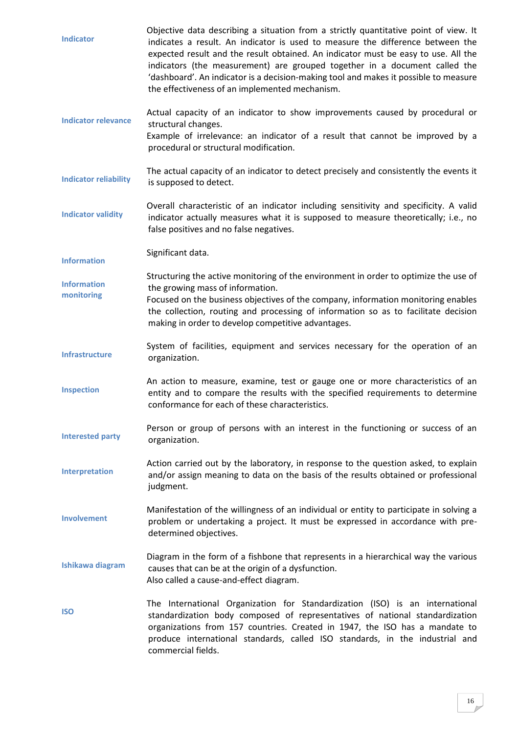**Indicator**

Objective data describing a situation from a strictly quantitative point of view. It indicates a result. An indicator is used to measure the difference between the expected result and the result obtained. An indicator must be easy to use. All the indicators (the measurement) are grouped together in a document called the 'dashboard'. An indicator is a decision-making tool and makes it possible to measure the effectiveness of an implemented mechanism.

**Indicator relevance**

Actual capacity of an indicator to show improvements caused by procedural or structural changes.
Example of irrelevance: an indicator of a result that cannot be improved by a procedural or structural modification.

**Indicator reliability**

The actual capacity of an indicator to detect precisely and consistently the events it is supposed to detect.

**Indicator validity**

Overall characteristic of an indicator including sensitivity and specificity. A valid indicator actually measures what it is supposed to measure theoretically; i.e., no false positives and no false negatives.

**Information**

Significant data.

**Information monitoring**

Structuring the active monitoring of the environment in order to optimize the use of the growing mass of information.
Focused on the business objectives of the company, information monitoring enables the collection, routing and processing of information so as to facilitate decision making in order to develop competitive advantages.

**Infrastructure**

System of facilities, equipment and services necessary for the operation of an organization.

**Inspection**

An action to measure, examine, test or gauge one or more characteristics of an entity and to compare the results with the specified requirements to determine conformance for each of these characteristics.

**Interested party**

Person or group of persons with an interest in the functioning or success of an organization.

**Interpretation**

Action carried out by the laboratory, in response to the question asked, to explain and/or assign meaning to data on the basis of the results obtained or professional judgment.

**Involvement**

Manifestation of the willingness of an individual or entity to participate in solving a problem or undertaking a project. It must be expressed in accordance with pre-determined objectives.

**Ishikawa diagram**

Diagram in the form of a fishbone that represents in a hierarchical way the various causes that can be at the origin of a dysfunction.
Also called a cause-and-effect diagram.

**ISO**

The International Organization for Standardization (ISO) is an international standardization body composed of representatives of national standardization organizations from 157 countries. Created in 1947, the ISO has a mandate to produce international standards, called ISO standards, in the industrial and commercial fields.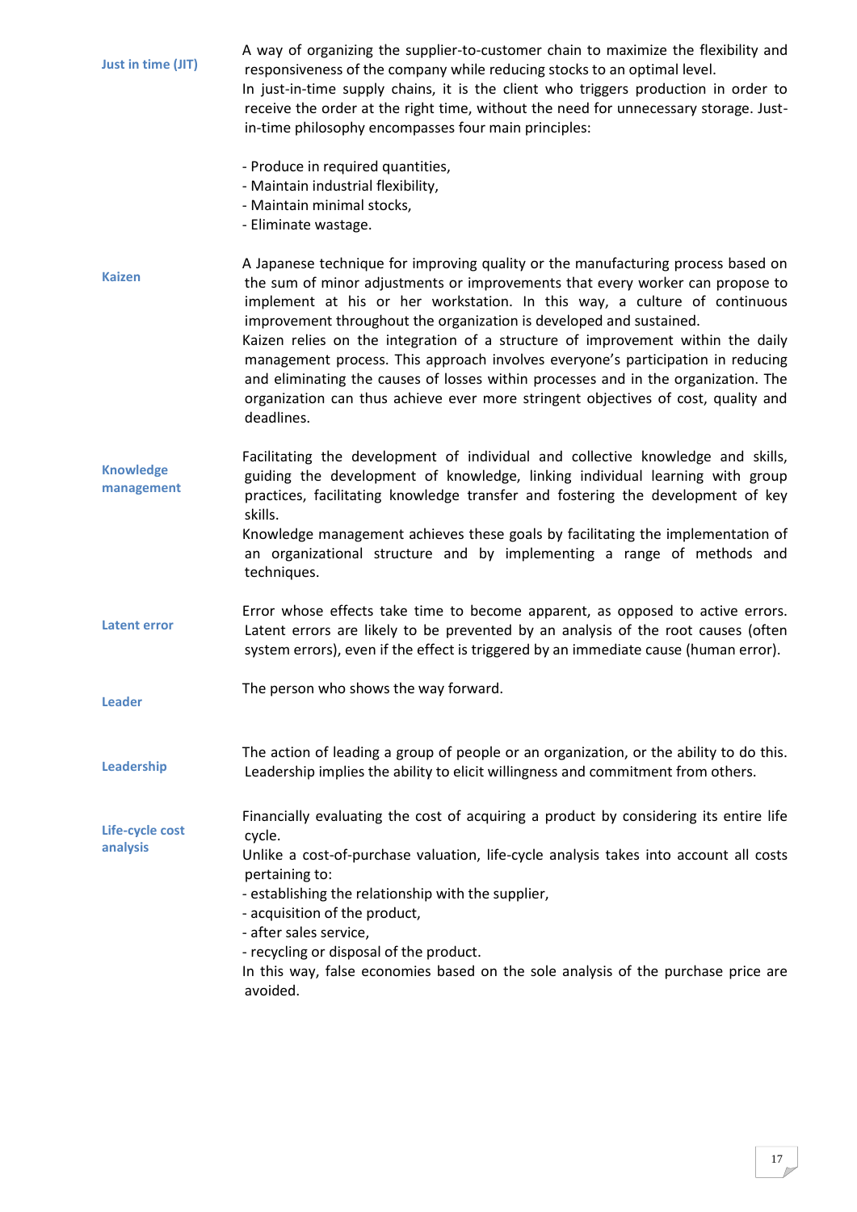**Just in time (JIT)**

A way of organizing the supplier-to-customer chain to maximize the flexibility and responsiveness of the company while reducing stocks to an optimal level.
In just-in-time supply chains, it is the client who triggers production in order to receive the order at the right time, without the need for unnecessary storage. Just-in-time philosophy encompasses four main principles:

- Produce in required quantities,
- Maintain industrial flexibility,
- Maintain minimal stocks,
- Eliminate wastage.

**Kaizen**

A Japanese technique for improving quality or the manufacturing process based on the sum of minor adjustments or improvements that every worker can propose to implement at his or her workstation. In this way, a culture of continuous improvement throughout the organization is developed and sustained.
Kaizen relies on the integration of a structure of improvement within the daily management process. This approach involves everyone's participation in reducing and eliminating the causes of losses within processes and in the organization. The organization can thus achieve ever more stringent objectives of cost, quality and deadlines.

**Knowledge management**

Facilitating the development of individual and collective knowledge and skills, guiding the development of knowledge, linking individual learning with group practices, facilitating knowledge transfer and fostering the development of key skills.
Knowledge management achieves these goals by facilitating the implementation of an organizational structure and by implementing a range of methods and techniques.

**Latent error**

Error whose effects take time to become apparent, as opposed to active errors. Latent errors are likely to be prevented by an analysis of the root causes (often system errors), even if the effect is triggered by an immediate cause (human error).

**Leader**

The person who shows the way forward.

**Leadership**

The action of leading a group of people or an organization, or the ability to do this. Leadership implies the ability to elicit willingness and commitment from others.

**Life-cycle cost analysis**

Financially evaluating the cost of acquiring a product by considering its entire life cycle.
Unlike a cost-of-purchase valuation, life-cycle analysis takes into account all costs pertaining to:
- establishing the relationship with the supplier,
- acquisition of the product,
- after sales service,
- recycling or disposal of the product.
In this way, false economies based on the sole analysis of the purchase price are avoided.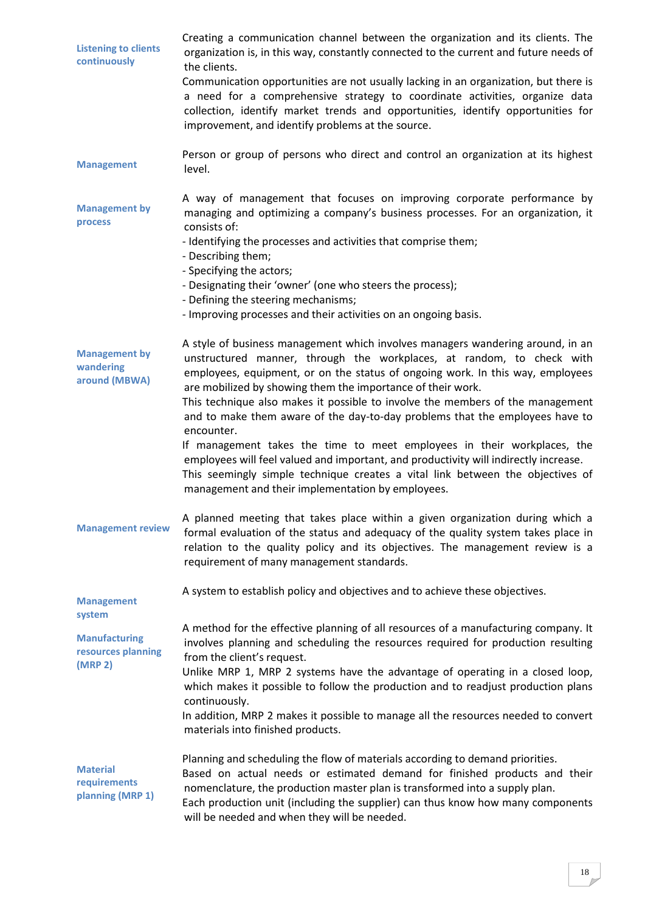**Listening to clients continuously**

Creating a communication channel between the organization and its clients. The organization is, in this way, constantly connected to the current and future needs of the clients.
Communication opportunities are not usually lacking in an organization, but there is a need for a comprehensive strategy to coordinate activities, organize data collection, identify market trends and opportunities, identify opportunities for improvement, and identify problems at the source.

**Management**

Person or group of persons who direct and control an organization at its highest level.

**Management by process**

A way of management that focuses on improving corporate performance by managing and optimizing a company's business processes. For an organization, it consists of:
- Identifying the processes and activities that comprise them;
- Describing them;
- Specifying the actors;
- Designating their 'owner' (one who steers the process);
- Defining the steering mechanisms;
- Improving processes and their activities on an ongoing basis.

**Management by wandering around (MBWA)**

A style of business management which involves managers wandering around, in an unstructured manner, through the workplaces, at random, to check with employees, equipment, or on the status of ongoing work. In this way, employees are mobilized by showing them the importance of their work.
This technique also makes it possible to involve the members of the management and to make them aware of the day-to-day problems that the employees have to encounter.
If management takes the time to meet employees in their workplaces, the employees will feel valued and important, and productivity will indirectly increase.
This seemingly simple technique creates a vital link between the objectives of management and their implementation by employees.

**Management review**

A planned meeting that takes place within a given organization during which a formal evaluation of the status and adequacy of the quality system takes place in relation to the quality policy and its objectives. The management review is a requirement of many management standards.

**Management system**

A system to establish policy and objectives and to achieve these objectives.

**Manufacturing resources planning (MRP 2)**

A method for the effective planning of all resources of a manufacturing company. It involves planning and scheduling the resources required for production resulting from the client's request.
Unlike MRP 1, MRP 2 systems have the advantage of operating in a closed loop, which makes it possible to follow the production and to readjust production plans continuously.
In addition, MRP 2 makes it possible to manage all the resources needed to convert materials into finished products.

**Material requirements planning (MRP 1)**

Planning and scheduling the flow of materials according to demand priorities.
Based on actual needs or estimated demand for finished products and their nomenclature, the production master plan is transformed into a supply plan.
Each production unit (including the supplier) can thus know how many components will be needed and when they will be needed.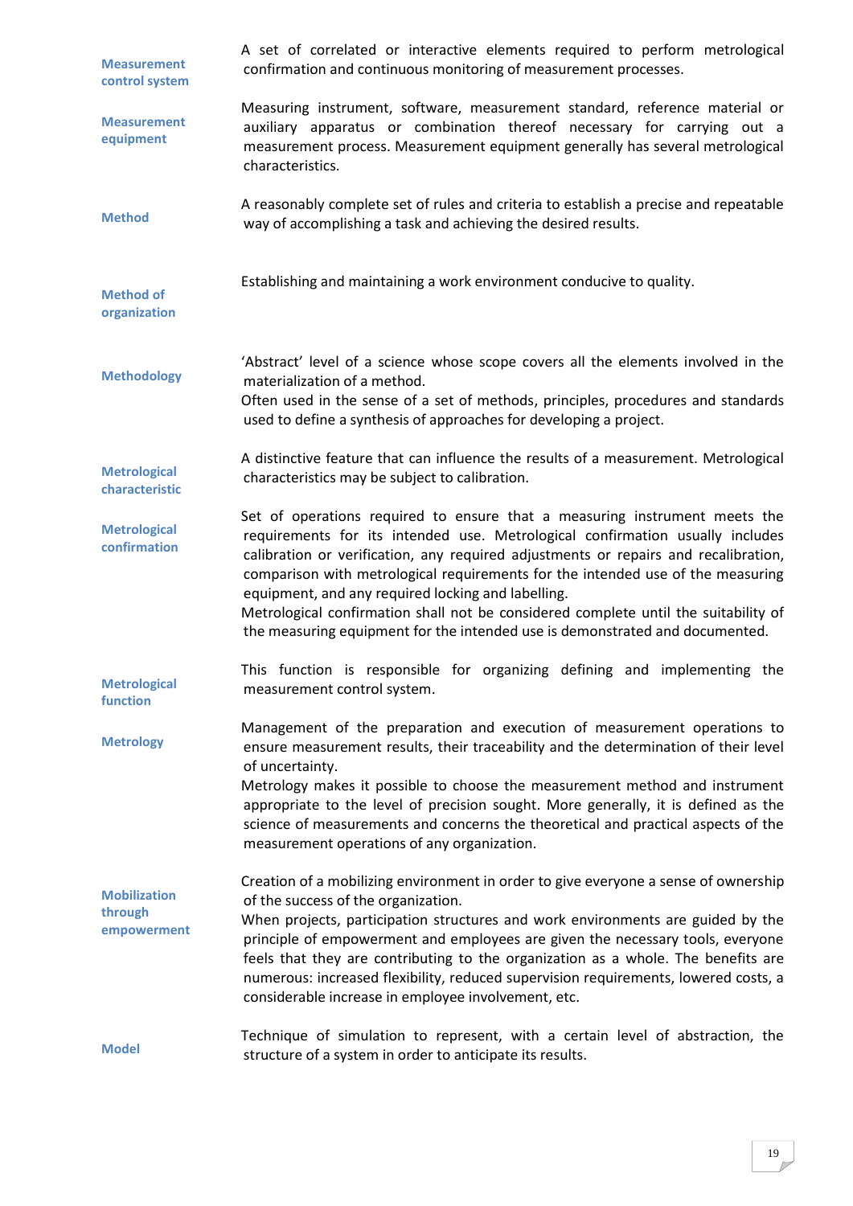**Measurement control system**

A set of correlated or interactive elements required to perform metrological confirmation and continuous monitoring of measurement processes.

**Measurement equipment**

Measuring instrument, software, measurement standard, reference material or auxiliary apparatus or combination thereof necessary for carrying out a measurement process. Measurement equipment generally has several metrological characteristics.

**Method**

A reasonably complete set of rules and criteria to establish a precise and repeatable way of accomplishing a task and achieving the desired results.

**Method of organization**

Establishing and maintaining a work environment conducive to quality.

**Methodology**

'Abstract' level of a science whose scope covers all the elements involved in the materialization of a method.
Often used in the sense of a set of methods, principles, procedures and standards used to define a synthesis of approaches for developing a project.

**Metrological characteristic**

A distinctive feature that can influence the results of a measurement. Metrological characteristics may be subject to calibration.

**Metrological confirmation**

Set of operations required to ensure that a measuring instrument meets the requirements for its intended use. Metrological confirmation usually includes calibration or verification, any required adjustments or repairs and recalibration, comparison with metrological requirements for the intended use of the measuring equipment, and any required locking and labelling.
Metrological confirmation shall not be considered complete until the suitability of the measuring equipment for the intended use is demonstrated and documented.

**Metrological function**

This function is responsible for organizing defining and implementing the measurement control system.

**Metrology**

Management of the preparation and execution of measurement operations to ensure measurement results, their traceability and the determination of their level of uncertainty.
Metrology makes it possible to choose the measurement method and instrument appropriate to the level of precision sought. More generally, it is defined as the science of measurements and concerns the theoretical and practical aspects of the measurement operations of any organization.

**Mobilization through empowerment**

Creation of a mobilizing environment in order to give everyone a sense of ownership of the success of the organization.
When projects, participation structures and work environments are guided by the principle of empowerment and employees are given the necessary tools, everyone feels that they are contributing to the organization as a whole. The benefits are numerous: increased flexibility, reduced supervision requirements, lowered costs, a considerable increase in employee involvement, etc.

**Model**

Technique of simulation to represent, with a certain level of abstraction, the structure of a system in order to anticipate its results.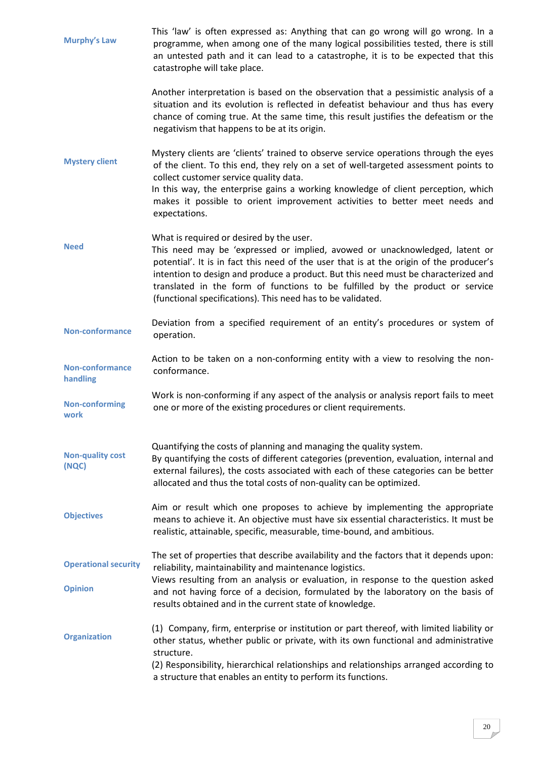**Murphy's Law**

This 'law' is often expressed as: Anything that can go wrong will go wrong. In a programme, when among one of the many logical possibilities tested, there is still an untested path and it can lead to a catastrophe, it is to be expected that this catastrophe will take place.

Another interpretation is based on the observation that a pessimistic analysis of a situation and its evolution is reflected in defeatist behaviour and thus has every chance of coming true. At the same time, this result justifies the defeatism or the negativism that happens to be at its origin.

**Mystery client**

Mystery clients are 'clients' trained to observe service operations through the eyes of the client. To this end, they rely on a set of well-targeted assessment points to collect customer service quality data.
In this way, the enterprise gains a working knowledge of client perception, which makes it possible to orient improvement activities to better meet needs and expectations.

**Need**

What is required or desired by the user.
This need may be 'expressed or implied, avowed or unacknowledged, latent or potential'. It is in fact this need of the user that is at the origin of the producer's intention to design and produce a product. But this need must be characterized and translated in the form of functions to be fulfilled by the product or service (functional specifications). This need has to be validated.

**Non-conformance**

Deviation from a specified requirement of an entity's procedures or system of operation.

**Non-conformance handling**

Action to be taken on a non-conforming entity with a view to resolving the non-conformance.

**Non-conforming work**

Work is non-conforming if any aspect of the analysis or analysis report fails to meet one or more of the existing procedures or client requirements.

**Non-quality cost (NQC)**

Quantifying the costs of planning and managing the quality system.
By quantifying the costs of different categories (prevention, evaluation, internal and external failures), the costs associated with each of these categories can be better allocated and thus the total costs of non-quality can be optimized.

**Objectives**

Aim or result which one proposes to achieve by implementing the appropriate means to achieve it. An objective must have six essential characteristics. It must be realistic, attainable, specific, measurable, time-bound, and ambitious.

**Operational security**

The set of properties that describe availability and the factors that it depends upon: reliability, maintainability and maintenance logistics.

**Opinion**

Views resulting from an analysis or evaluation, in response to the question asked and not having force of a decision, formulated by the laboratory on the basis of results obtained and in the current state of knowledge.

**Organization**

(1) Company, firm, enterprise or institution or part thereof, with limited liability or other status, whether public or private, with its own functional and administrative structure.
(2) Responsibility, hierarchical relationships and relationships arranged according to a structure that enables an entity to perform its functions.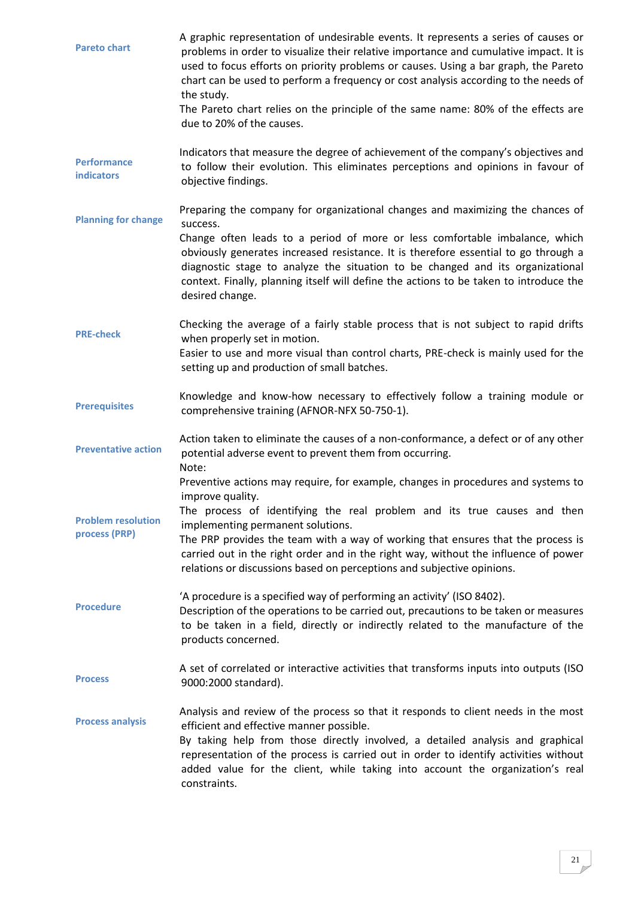**Pareto chart**

A graphic representation of undesirable events. It represents a series of causes or problems in order to visualize their relative importance and cumulative impact. It is used to focus efforts on priority problems or causes. Using a bar graph, the Pareto chart can be used to perform a frequency or cost analysis according to the needs of the study.
The Pareto chart relies on the principle of the same name: 80% of the effects are due to 20% of the causes.

**Performance indicators**

Indicators that measure the degree of achievement of the company's objectives and to follow their evolution. This eliminates perceptions and opinions in favour of objective findings.

**Planning for change**

Preparing the company for organizational changes and maximizing the chances of success.
Change often leads to a period of more or less comfortable imbalance, which obviously generates increased resistance. It is therefore essential to go through a diagnostic stage to analyze the situation to be changed and its organizational context. Finally, planning itself will define the actions to be taken to introduce the desired change.

**PRE-check**

Checking the average of a fairly stable process that is not subject to rapid drifts when properly set in motion.
Easier to use and more visual than control charts, PRE-check is mainly used for the setting up and production of small batches.

**Prerequisites**

Knowledge and know-how necessary to effectively follow a training module or comprehensive training (AFNOR-NFX 50-750-1).

**Preventative action**

Action taken to eliminate the causes of a non-conformance, a defect or of any other potential adverse event to prevent them from occurring.
Note:
Preventive actions may require, for example, changes in procedures and systems to improve quality.

**Problem resolution process (PRP)**

The process of identifying the real problem and its true causes and then implementing permanent solutions.
The PRP provides the team with a way of working that ensures that the process is carried out in the right order and in the right way, without the influence of power relations or discussions based on perceptions and subjective opinions.

**Procedure**

'A procedure is a specified way of performing an activity' (ISO 8402).
Description of the operations to be carried out, precautions to be taken or measures to be taken in a field, directly or indirectly related to the manufacture of the products concerned.

**Process**

A set of correlated or interactive activities that transforms inputs into outputs (ISO 9000:2000 standard).

**Process analysis**

Analysis and review of the process so that it responds to client needs in the most efficient and effective manner possible.
By taking help from those directly involved, a detailed analysis and graphical representation of the process is carried out in order to identify activities without added value for the client, while taking into account the organization's real constraints.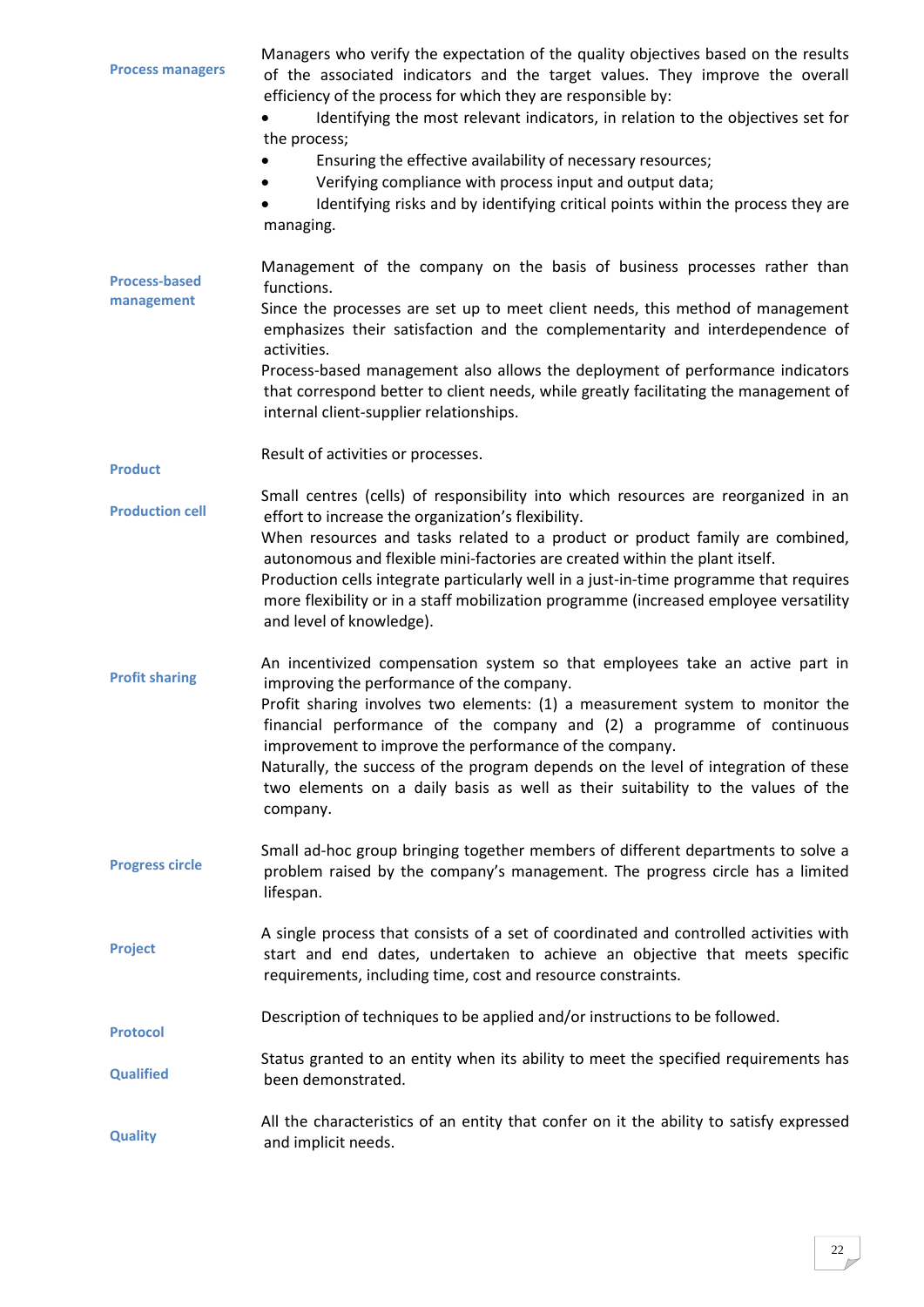**Process managers**

Managers who verify the expectation of the quality objectives based on the results of the associated indicators and the target values. They improve the overall efficiency of the process for which they are responsible by:

- Identifying the most relevant indicators, in relation to the objectives set for the process;
- Ensuring the effective availability of necessary resources;
- Verifying compliance with process input and output data;
- Identifying risks and by identifying critical points within the process they are managing.

**Process-based management**

Management of the company on the basis of business processes rather than functions.
Since the processes are set up to meet client needs, this method of management emphasizes their satisfaction and the complementarity and interdependence of activities.
Process-based management also allows the deployment of performance indicators that correspond better to client needs, while greatly facilitating the management of internal client-supplier relationships.

**Product**

Result of activities or processes.

**Production cell**

Small centres (cells) of responsibility into which resources are reorganized in an effort to increase the organization's flexibility.
When resources and tasks related to a product or product family are combined, autonomous and flexible mini-factories are created within the plant itself.
Production cells integrate particularly well in a just-in-time programme that requires more flexibility or in a staff mobilization programme (increased employee versatility and level of knowledge).

**Profit sharing**

An incentivized compensation system so that employees take an active part in improving the performance of the company.
Profit sharing involves two elements: (1) a measurement system to monitor the financial performance of the company and (2) a programme of continuous improvement to improve the performance of the company.
Naturally, the success of the program depends on the level of integration of these two elements on a daily basis as well as their suitability to the values of the company.

**Progress circle**

Small ad-hoc group bringing together members of different departments to solve a problem raised by the company's management. The progress circle has a limited lifespan.

**Project**

A single process that consists of a set of coordinated and controlled activities with start and end dates, undertaken to achieve an objective that meets specific requirements, including time, cost and resource constraints.

**Protocol**

Description of techniques to be applied and/or instructions to be followed.

**Qualified**

Status granted to an entity when its ability to meet the specified requirements has been demonstrated.

**Quality**

All the characteristics of an entity that confer on it the ability to satisfy expressed and implicit needs.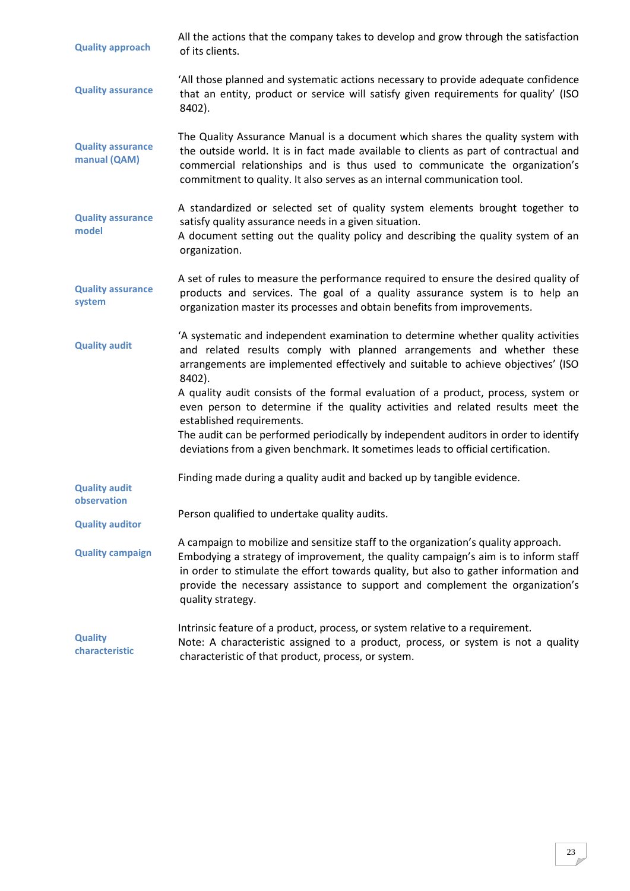**Quality approach**

All the actions that the company takes to develop and grow through the satisfaction of its clients.

**Quality assurance**

'All those planned and systematic actions necessary to provide adequate confidence that an entity, product or service will satisfy given requirements for quality' (ISO 8402).

**Quality assurance manual (QAM)**

The Quality Assurance Manual is a document which shares the quality system with the outside world. It is in fact made available to clients as part of contractual and commercial relationships and is thus used to communicate the organization's commitment to quality. It also serves as an internal communication tool.

**Quality assurance model**

A standardized or selected set of quality system elements brought together to satisfy quality assurance needs in a given situation.
A document setting out the quality policy and describing the quality system of an organization.

**Quality assurance system**

A set of rules to measure the performance required to ensure the desired quality of products and services. The goal of a quality assurance system is to help an organization master its processes and obtain benefits from improvements.

**Quality audit**

'A systematic and independent examination to determine whether quality activities and related results comply with planned arrangements and whether these arrangements are implemented effectively and suitable to achieve objectives' (ISO 8402).
A quality audit consists of the formal evaluation of a product, process, system or even person to determine if the quality activities and related results meet the established requirements.
The audit can be performed periodically by independent auditors in order to identify deviations from a given benchmark. It sometimes leads to official certification.

**Quality audit observation**

Finding made during a quality audit and backed up by tangible evidence.

**Quality auditor**

Person qualified to undertake quality audits.

**Quality campaign**

A campaign to mobilize and sensitize staff to the organization's quality approach.
Embodying a strategy of improvement, the quality campaign's aim is to inform staff in order to stimulate the effort towards quality, but also to gather information and provide the necessary assistance to support and complement the organization's quality strategy.

**Quality characteristic**

Intrinsic feature of a product, process, or system relative to a requirement.
Note: A characteristic assigned to a product, process, or system is not a quality characteristic of that product, process, or system.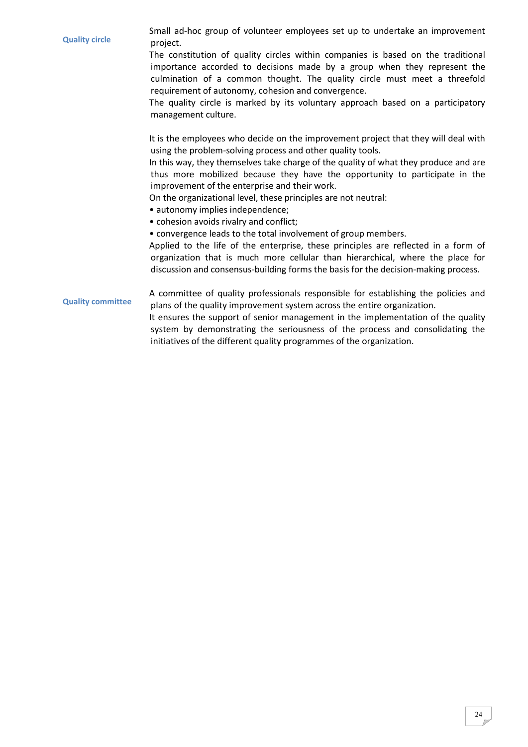**Quality circle**

Small ad-hoc group of volunteer employees set up to undertake an improvement project.

The constitution of quality circles within companies is based on the traditional importance accorded to decisions made by a group when they represent the culmination of a common thought. The quality circle must meet a threefold requirement of autonomy, cohesion and convergence.

The quality circle is marked by its voluntary approach based on a participatory management culture.

It is the employees who decide on the improvement project that they will deal with using the problem-solving process and other quality tools.

In this way, they themselves take charge of the quality of what they produce and are thus more mobilized because they have the opportunity to participate in the improvement of the enterprise and their work.

On the organizational level, these principles are not neutral:

- autonomy implies independence;
- cohesion avoids rivalry and conflict;
- convergence leads to the total involvement of group members.

Applied to the life of the enterprise, these principles are reflected in a form of organization that is much more cellular than hierarchical, where the place for discussion and consensus-building forms the basis for the decision-making process.

**Quality committee**

A committee of quality professionals responsible for establishing the policies and plans of the quality improvement system across the entire organization.

It ensures the support of senior management in the implementation of the quality system by demonstrating the seriousness of the process and consolidating the initiatives of the different quality programmes of the organization.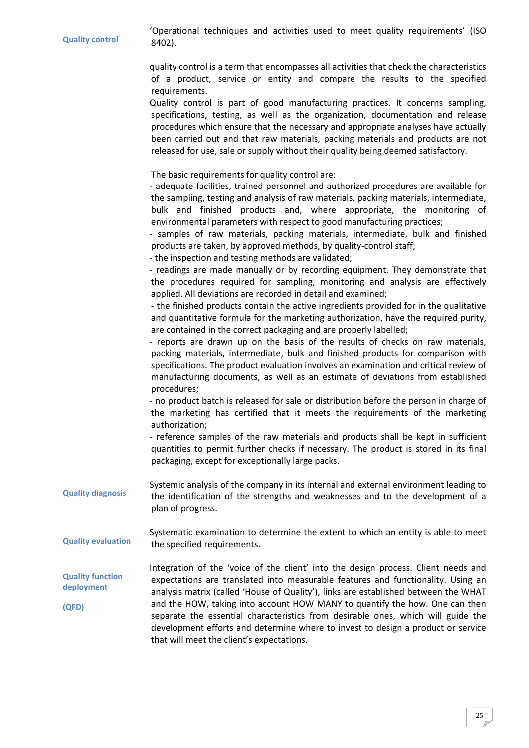**Quality control**

'Operational techniques and activities used to meet quality requirements' (ISO 8402).

quality control is a term that encompasses all activities that check the characteristics of a product, service or entity and compare the results to the specified requirements.

Quality control is part of good manufacturing practices. It concerns sampling, specifications, testing, as well as the organization, documentation and release procedures which ensure that the necessary and appropriate analyses have actually been carried out and that raw materials, packing materials and products are not released for use, sale or supply without their quality being deemed satisfactory.

The basic requirements for quality control are:

- adequate facilities, trained personnel and authorized procedures are available for the sampling, testing and analysis of raw materials, packing materials, intermediate, bulk and finished products and, where appropriate, the monitoring of environmental parameters with respect to good manufacturing practices;
- samples of raw materials, packing materials, intermediate, bulk and finished products are taken, by approved methods, by quality-control staff;
- the inspection and testing methods are validated;
- readings are made manually or by recording equipment. They demonstrate that the procedures required for sampling, monitoring and analysis are effectively applied. All deviations are recorded in detail and examined;
- the finished products contain the active ingredients provided for in the qualitative and quantitative formula for the marketing authorization, have the required purity, are contained in the correct packaging and are properly labelled;
- reports are drawn up on the basis of the results of checks on raw materials, packing materials, intermediate, bulk and finished products for comparison with specifications. The product evaluation involves an examination and critical review of manufacturing documents, as well as an estimate of deviations from established procedures;
- no product batch is released for sale or distribution before the person in charge of the marketing has certified that it meets the requirements of the marketing authorization;
- reference samples of the raw materials and products shall be kept in sufficient quantities to permit further checks if necessary. The product is stored in its final packaging, except for exceptionally large packs.

**Quality diagnosis**

Systemic analysis of the company in its internal and external environment leading to the identification of the strengths and weaknesses and to the development of a plan of progress.

**Quality evaluation**

Systematic examination to determine the extent to which an entity is able to meet the specified requirements.

**Quality function deployment (QFD)**

Integration of the 'voice of the client' into the design process. Client needs and expectations are translated into measurable features and functionality. Using an analysis matrix (called 'House of Quality'), links are established between the WHAT and the HOW, taking into account HOW MANY to quantify the how. One can then separate the essential characteristics from desirable ones, which will guide the development efforts and determine where to invest to design a product or service that will meet the client's expectations.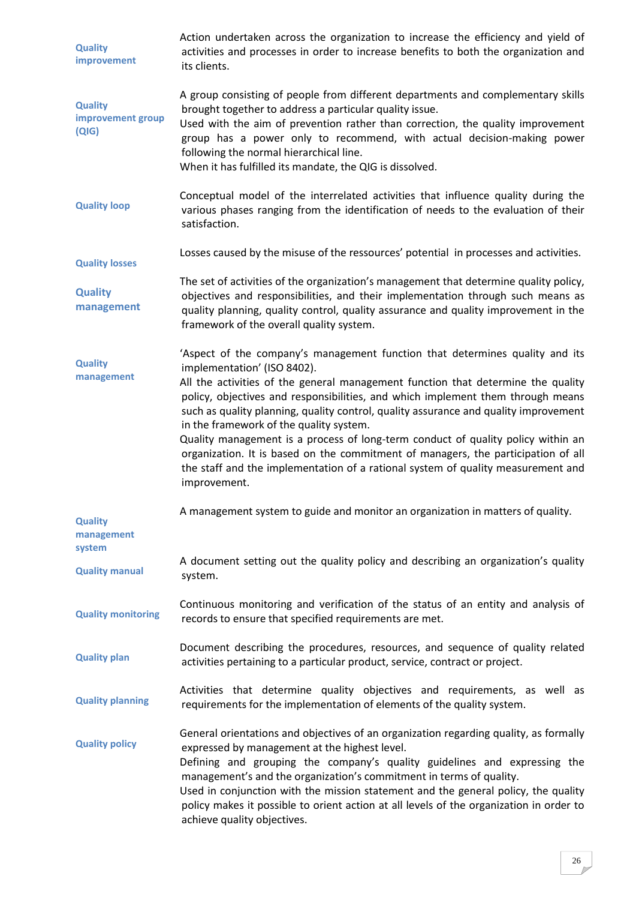**Quality improvement**

Action undertaken across the organization to increase the efficiency and yield of activities and processes in order to increase benefits to both the organization and its clients.

**Quality improvement group (QIG)**

A group consisting of people from different departments and complementary skills brought together to address a particular quality issue.
Used with the aim of prevention rather than correction, the quality improvement group has a power only to recommend, with actual decision-making power following the normal hierarchical line.
When it has fulfilled its mandate, the QIG is dissolved.

**Quality loop**

Conceptual model of the interrelated activities that influence quality during the various phases ranging from the identification of needs to the evaluation of their satisfaction.

**Quality losses**

Losses caused by the misuse of the ressources' potential in processes and activities.

**Quality management**

The set of activities of the organization's management that determine quality policy, objectives and responsibilities, and their implementation through such means as quality planning, quality control, quality assurance and quality improvement in the framework of the overall quality system.

**Quality management**

'Aspect of the company's management function that determines quality and its implementation' (ISO 8402).
All the activities of the general management function that determine the quality policy, objectives and responsibilities, and which implement them through means such as quality planning, quality control, quality assurance and quality improvement in the framework of the quality system.
Quality management is a process of long-term conduct of quality policy within an organization. It is based on the commitment of managers, the participation of all the staff and the implementation of a rational system of quality measurement and improvement.

**Quality management system**

A management system to guide and monitor an organization in matters of quality.

**Quality manual**

A document setting out the quality policy and describing an organization's quality system.

**Quality monitoring**

Continuous monitoring and verification of the status of an entity and analysis of records to ensure that specified requirements are met.

**Quality plan**

Document describing the procedures, resources, and sequence of quality related activities pertaining to a particular product, service, contract or project.

**Quality planning**

Activities that determine quality objectives and requirements, as well as requirements for the implementation of elements of the quality system.

**Quality policy**

General orientations and objectives of an organization regarding quality, as formally expressed by management at the highest level.
Defining and grouping the company's quality guidelines and expressing the management's and the organization's commitment in terms of quality.
Used in conjunction with the mission statement and the general policy, the quality policy makes it possible to orient action at all levels of the organization in order to achieve quality objectives.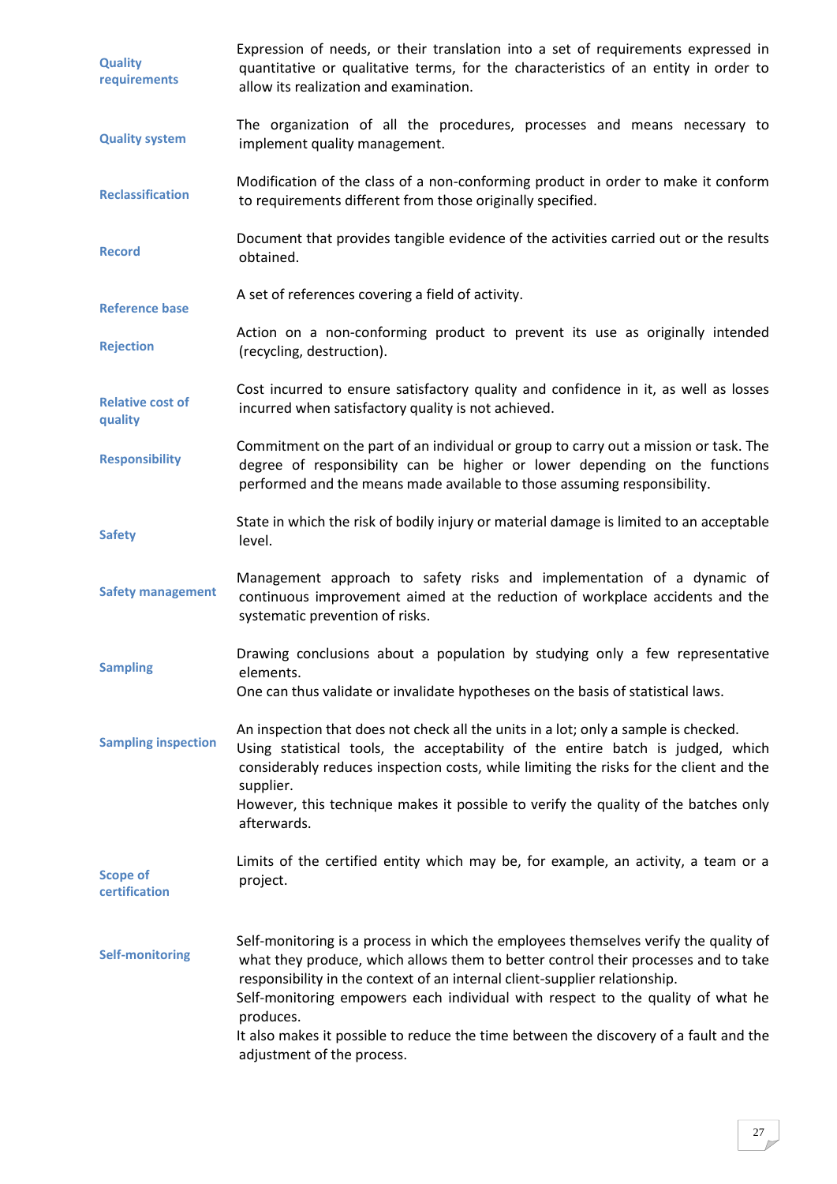| | |
|---|---|
| **Quality requirements** | Expression of needs, or their translation into a set of requirements expressed in quantitative or qualitative terms, for the characteristics of an entity in order to allow its realization and examination. |
| **Quality system** | The organization of all the procedures, processes and means necessary to implement quality management. |
| **Reclassification** | Modification of the class of a non-conforming product in order to make it conform to requirements different from those originally specified. |
| **Record** | Document that provides tangible evidence of the activities carried out or the results obtained. |
| **Reference base** | A set of references covering a field of activity. |
| **Rejection** | Action on a non-conforming product to prevent its use as originally intended (recycling, destruction). |
| **Relative cost of quality** | Cost incurred to ensure satisfactory quality and confidence in it, as well as losses incurred when satisfactory quality is not achieved. |
| **Responsibility** | Commitment on the part of an individual or group to carry out a mission or task. The degree of responsibility can be higher or lower depending on the functions performed and the means made available to those assuming responsibility. |
| **Safety** | State in which the risk of bodily injury or material damage is limited to an acceptable level. |
| **Safety management** | Management approach to safety risks and implementation of a dynamic of continuous improvement aimed at the reduction of workplace accidents and the systematic prevention of risks. |
| **Sampling** | Drawing conclusions about a population by studying only a few representative elements.<br>One can thus validate or invalidate hypotheses on the basis of statistical laws. |
| **Sampling inspection** | An inspection that does not check all the units in a lot; only a sample is checked.<br>Using statistical tools, the acceptability of the entire batch is judged, which considerably reduces inspection costs, while limiting the risks for the client and the supplier.<br>However, this technique makes it possible to verify the quality of the batches only afterwards. |
| **Scope of certification** | Limits of the certified entity which may be, for example, an activity, a team or a project. |
| **Self-monitoring** | Self-monitoring is a process in which the employees themselves verify the quality of what they produce, which allows them to better control their processes and to take responsibility in the context of an internal client-supplier relationship.<br>Self-monitoring empowers each individual with respect to the quality of what he produces.<br>It also makes it possible to reduce the time between the discovery of a fault and the adjustment of the process. |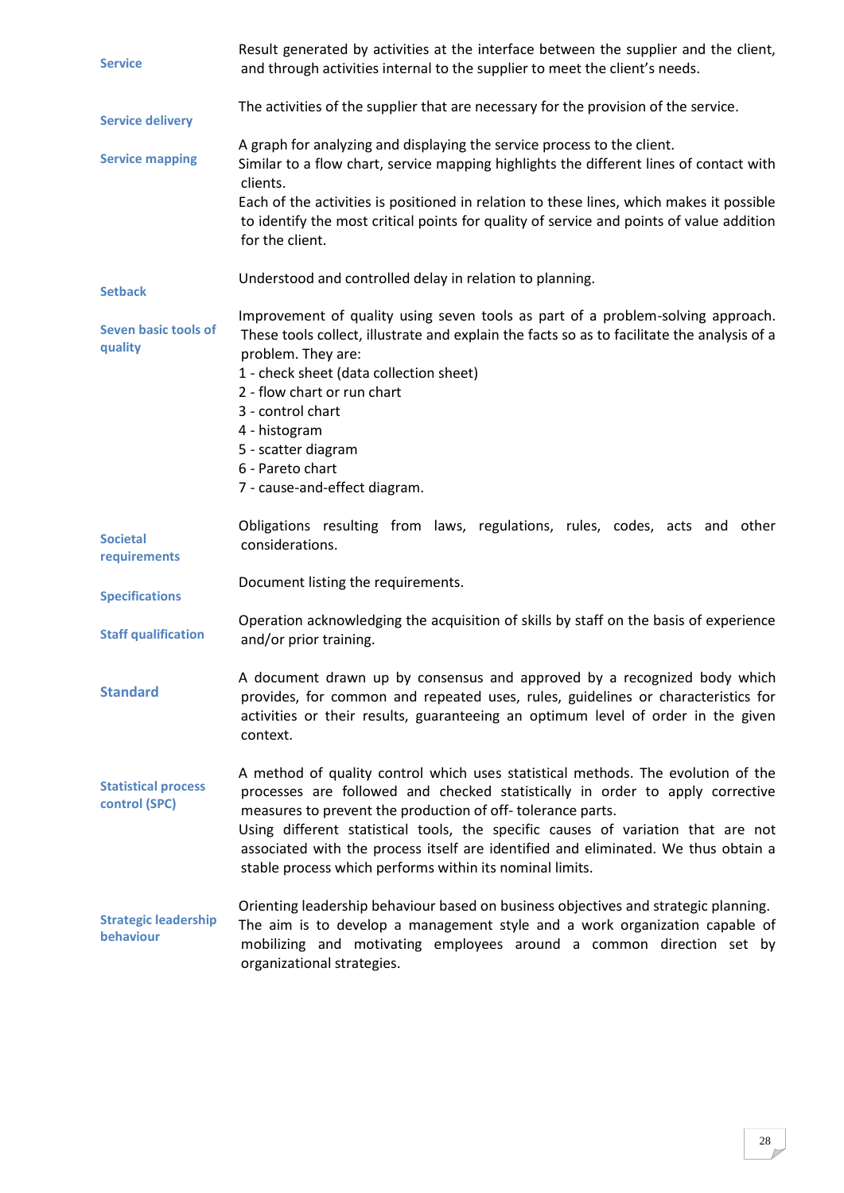**Service**

Result generated by activities at the interface between the supplier and the client, and through activities internal to the supplier to meet the client's needs.

**Service delivery**

The activities of the supplier that are necessary for the provision of the service.

**Service mapping**

A graph for analyzing and displaying the service process to the client.
Similar to a flow chart, service mapping highlights the different lines of contact with clients.
Each of the activities is positioned in relation to these lines, which makes it possible to identify the most critical points for quality of service and points of value addition for the client.

**Setback**

Understood and controlled delay in relation to planning.

**Seven basic tools of quality**

Improvement of quality using seven tools as part of a problem-solving approach. These tools collect, illustrate and explain the facts so as to facilitate the analysis of a problem. They are:
1 - check sheet (data collection sheet)
2 - flow chart or run chart
3 - control chart
4 - histogram
5 - scatter diagram
6 - Pareto chart
7 - cause-and-effect diagram.

**Societal requirements**

Obligations resulting from laws, regulations, rules, codes, acts and other considerations.

**Specifications**

Document listing the requirements.

**Staff qualification**

Operation acknowledging the acquisition of skills by staff on the basis of experience and/or prior training.

**Standard**

A document drawn up by consensus and approved by a recognized body which provides, for common and repeated uses, rules, guidelines or characteristics for activities or their results, guaranteeing an optimum level of order in the given context.

**Statistical process control (SPC)**

A method of quality control which uses statistical methods. The evolution of the processes are followed and checked statistically in order to apply corrective measures to prevent the production of off- tolerance parts.
Using different statistical tools, the specific causes of variation that are not associated with the process itself are identified and eliminated. We thus obtain a stable process which performs within its nominal limits.

**Strategic leadership behaviour**

Orienting leadership behaviour based on business objectives and strategic planning.
The aim is to develop a management style and a work organization capable of mobilizing and motivating employees around a common direction set by organizational strategies.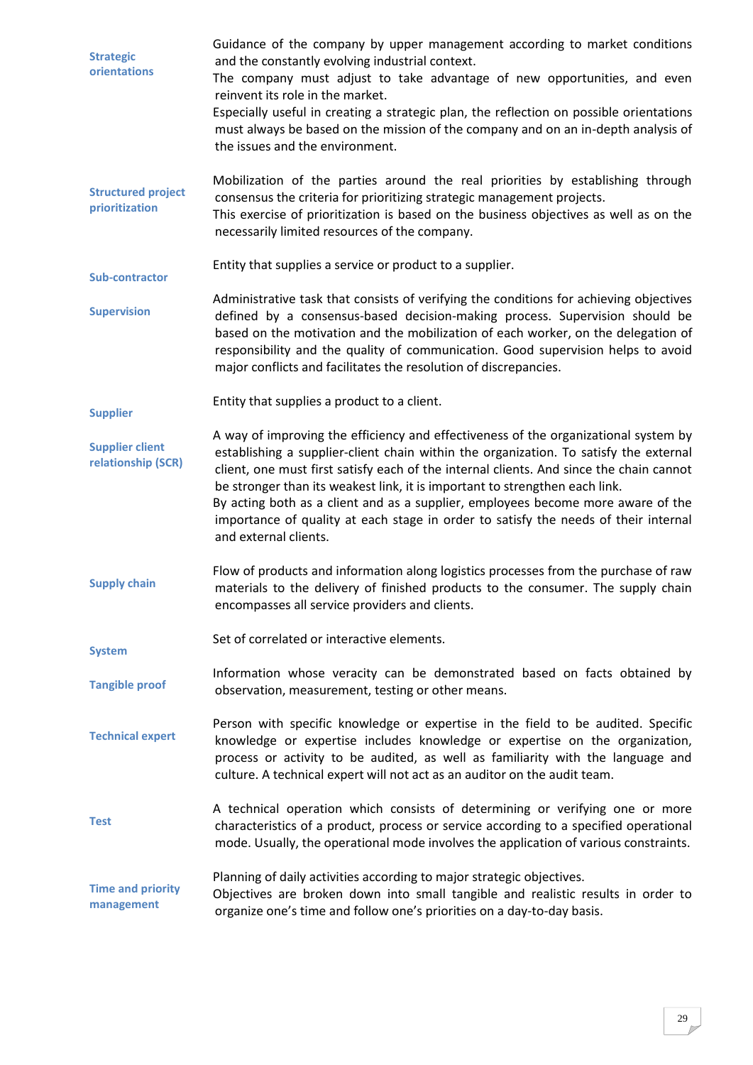**Strategic orientations**

Guidance of the company by upper management according to market conditions and the constantly evolving industrial context.
The company must adjust to take advantage of new opportunities, and even reinvent its role in the market.
Especially useful in creating a strategic plan, the reflection on possible orientations must always be based on the mission of the company and on an in-depth analysis of the issues and the environment.

**Structured project prioritization**

Mobilization of the parties around the real priorities by establishing through consensus the criteria for prioritizing strategic management projects.
This exercise of prioritization is based on the business objectives as well as on the necessarily limited resources of the company.

**Sub-contractor**

Entity that supplies a service or product to a supplier.

**Supervision**

Administrative task that consists of verifying the conditions for achieving objectives defined by a consensus-based decision-making process. Supervision should be based on the motivation and the mobilization of each worker, on the delegation of responsibility and the quality of communication. Good supervision helps to avoid major conflicts and facilitates the resolution of discrepancies.

**Supplier**

Entity that supplies a product to a client.

**Supplier client relationship (SCR)**

A way of improving the efficiency and effectiveness of the organizational system by establishing a supplier-client chain within the organization. To satisfy the external client, one must first satisfy each of the internal clients. And since the chain cannot be stronger than its weakest link, it is important to strengthen each link.
By acting both as a client and as a supplier, employees become more aware of the importance of quality at each stage in order to satisfy the needs of their internal and external clients.

**Supply chain**

Flow of products and information along logistics processes from the purchase of raw materials to the delivery of finished products to the consumer. The supply chain encompasses all service providers and clients.

**System**

Set of correlated or interactive elements.

**Tangible proof**

Information whose veracity can be demonstrated based on facts obtained by observation, measurement, testing or other means.

**Technical expert**

Person with specific knowledge or expertise in the field to be audited. Specific knowledge or expertise includes knowledge or expertise on the organization, process or activity to be audited, as well as familiarity with the language and culture. A technical expert will not act as an auditor on the audit team.

**Test**

A technical operation which consists of determining or verifying one or more characteristics of a product, process or service according to a specified operational mode. Usually, the operational mode involves the application of various constraints.

**Time and priority management**

Planning of daily activities according to major strategic objectives.
Objectives are broken down into small tangible and realistic results in order to organize one's time and follow one's priorities on a day-to-day basis.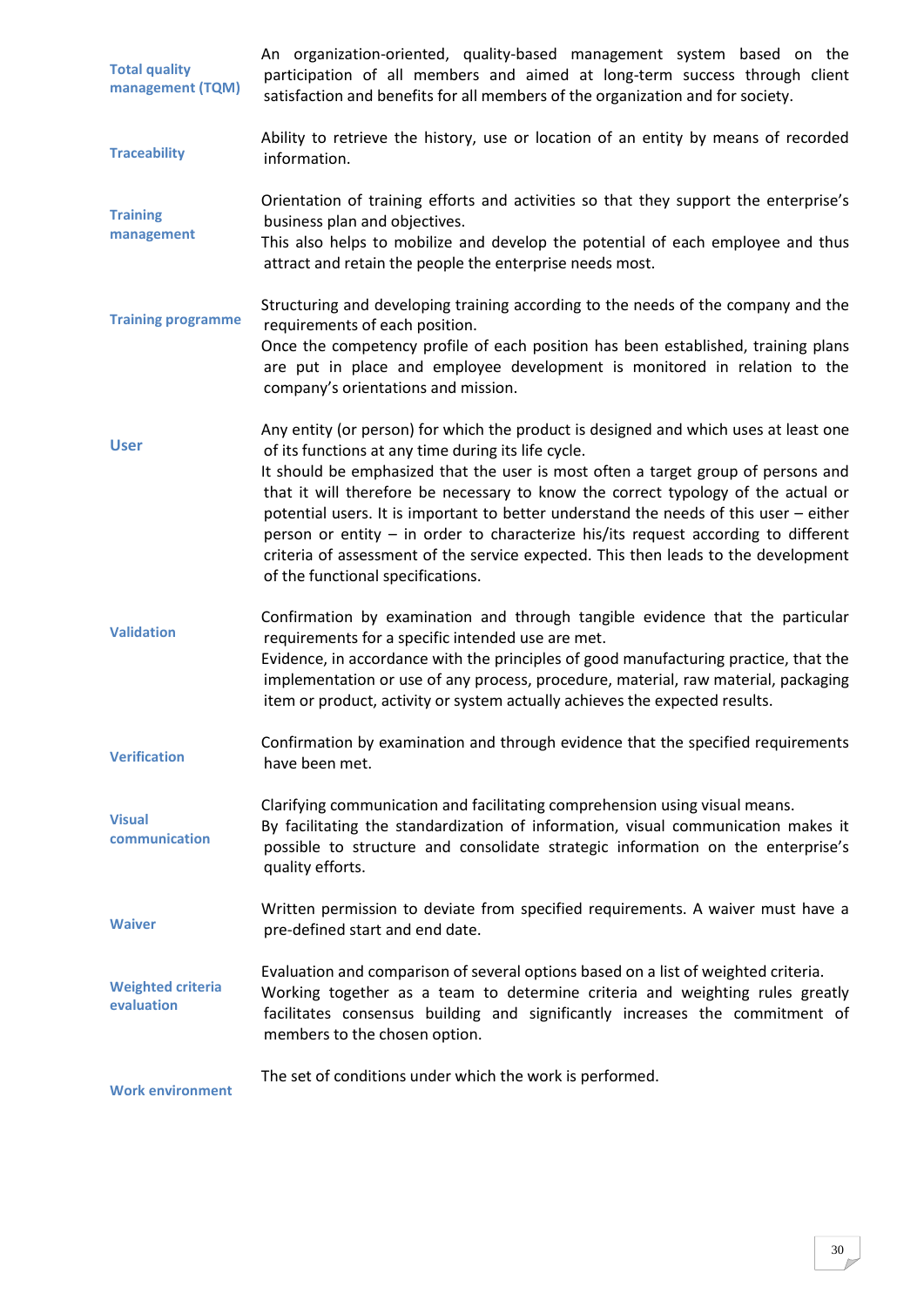**Total quality management (TQM)**

An organization-oriented, quality-based management system based on the participation of all members and aimed at long-term success through client satisfaction and benefits for all members of the organization and for society.

**Traceability**

Ability to retrieve the history, use or location of an entity by means of recorded information.

**Training management**

Orientation of training efforts and activities so that they support the enterprise's business plan and objectives.
This also helps to mobilize and develop the potential of each employee and thus attract and retain the people the enterprise needs most.

**Training programme**

Structuring and developing training according to the needs of the company and the requirements of each position.
Once the competency profile of each position has been established, training plans are put in place and employee development is monitored in relation to the company's orientations and mission.

**User**

Any entity (or person) for which the product is designed and which uses at least one of its functions at any time during its life cycle.
It should be emphasized that the user is most often a target group of persons and that it will therefore be necessary to know the correct typology of the actual or potential users. It is important to better understand the needs of this user – either person or entity – in order to characterize his/its request according to different criteria of assessment of the service expected. This then leads to the development of the functional specifications.

**Validation**

Confirmation by examination and through tangible evidence that the particular requirements for a specific intended use are met.
Evidence, in accordance with the principles of good manufacturing practice, that the implementation or use of any process, procedure, material, raw material, packaging item or product, activity or system actually achieves the expected results.

**Verification**

Confirmation by examination and through evidence that the specified requirements have been met.

**Visual communication**

Clarifying communication and facilitating comprehension using visual means.
By facilitating the standardization of information, visual communication makes it possible to structure and consolidate strategic information on the enterprise's quality efforts.

**Waiver**

Written permission to deviate from specified requirements. A waiver must have a pre-defined start and end date.

**Weighted criteria evaluation**

Evaluation and comparison of several options based on a list of weighted criteria.
Working together as a team to determine criteria and weighting rules greatly facilitates consensus building and significantly increases the commitment of members to the chosen option.

**Work environment**

The set of conditions under which the work is performed.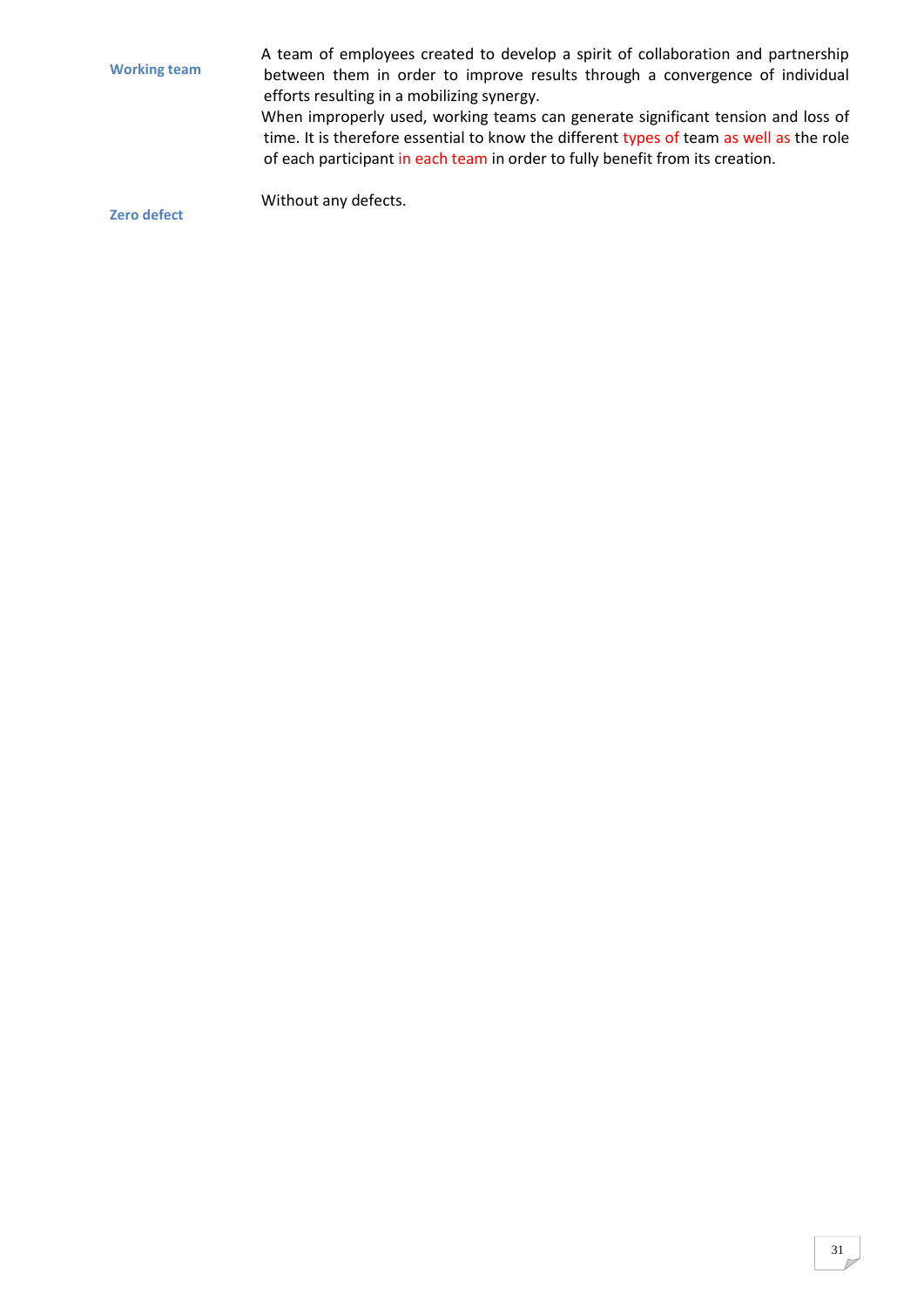**Working team**

A team of employees created to develop a spirit of collaboration and partnership between them in order to improve results through a convergence of individual efforts resulting in a mobilizing synergy.
When improperly used, working teams can generate significant tension and loss of time. It is therefore essential to know the different types of team as well as the role of each participant in each team in order to fully benefit from its creation.

**Zero defect**

Without any defects.